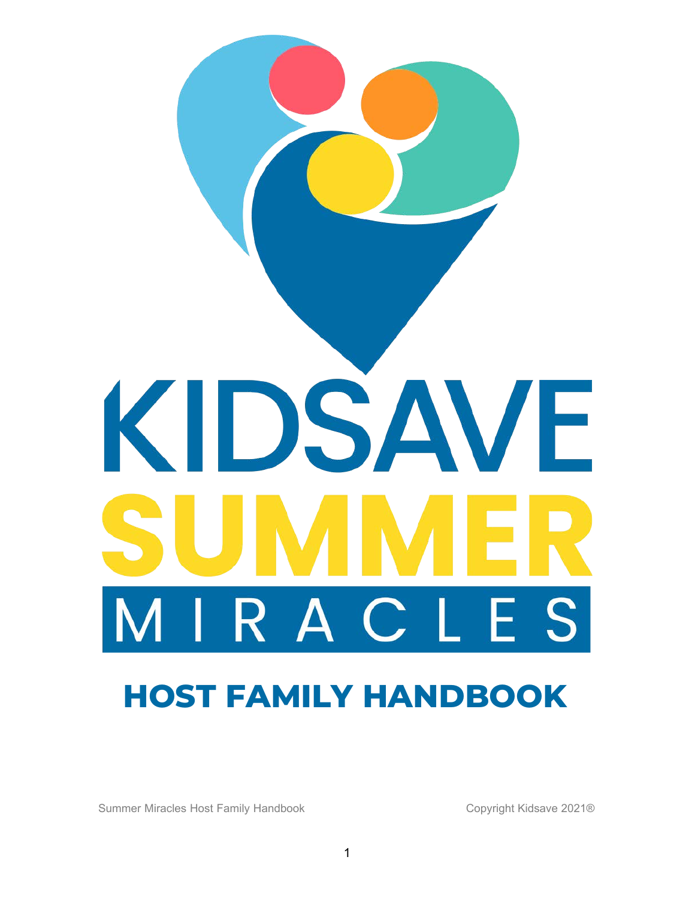# KIDSAVE SUMMER MIRACLES

## HOST FAMILY HANDBOOK

Summer Miracles Host Family Handbook

Copyright Kidsave 2021®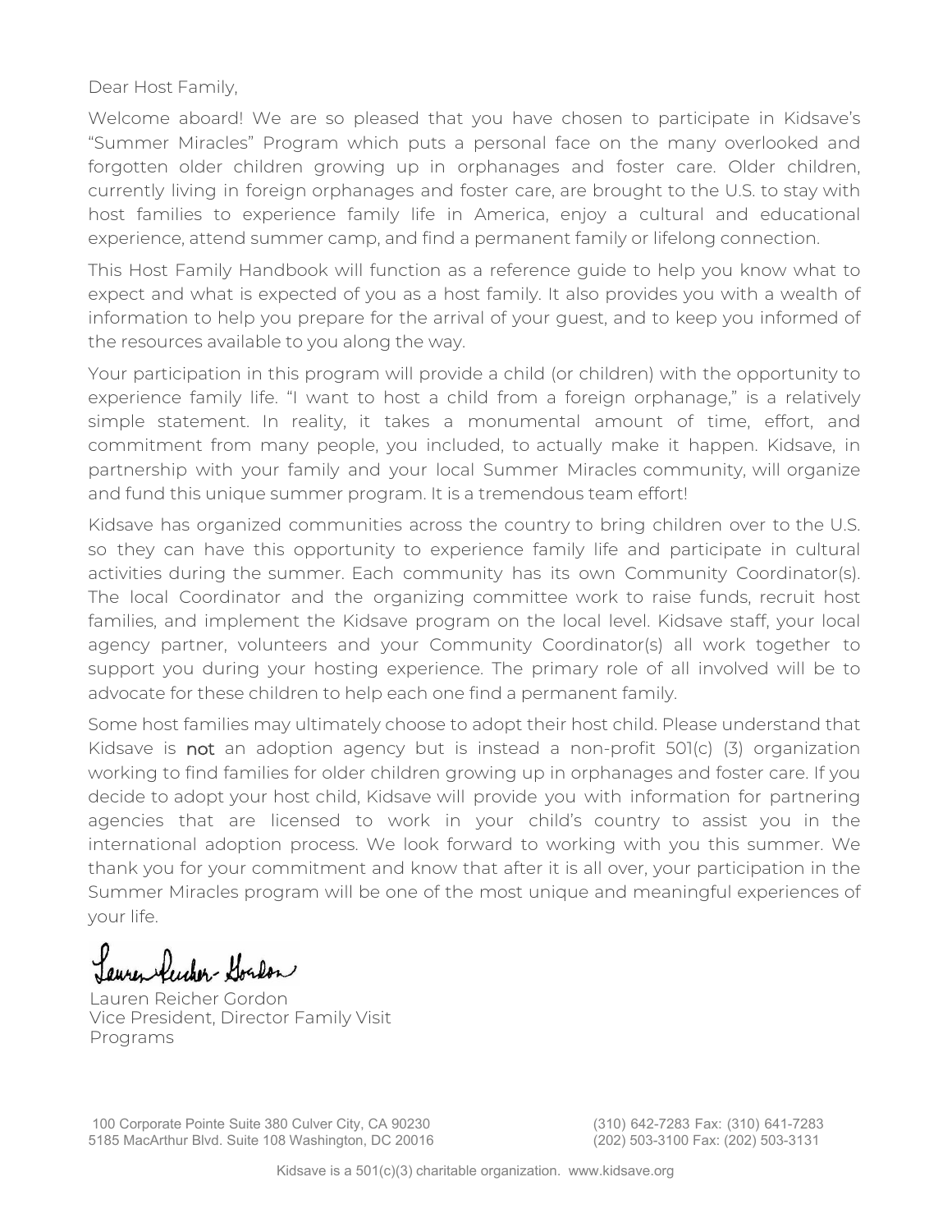Dear Host Family,

Welcome aboard! We are so pleased that you have chosen to participate in Kidsave's "Summer Miracles" Program which puts a personal face on the many overlooked and forgotten older children growing up in orphanages and foster care. Older children, currently living in foreign orphanages and foster care, are brought to the U.S. to stay with host families to experience family life in America, enjoy a cultural and educational experience, attend summer camp, and find a permanent family or lifelong connection.

This Host Family Handbook will function as a reference guide to help you know what to expect and what is expected of you as a host family. It also provides you with a wealth of information to help you prepare for the arrival of your guest, and to keep you informed of the resources available to you along the way.

Your participation in this program will provide a child (or children) with the opportunity to experience family life. "I want to host a child from a foreign orphanage," is a relatively simple statement. In reality, it takes a monumental amount of time, effort, and commitment from many people, you included, to actually make it happen. Kidsave, in partnership with your family and your local Summer Miracles community, will organize and fund this unique summer program. It is a tremendous team effort!

Kidsave has organized communities across the country to bring children over to the U.S. so they can have this opportunity to experience family life and participate in cultural activities during the summer. Each community has its own Community Coordinator(s). The local Coordinator and the organizing committee work to raise funds, recruit host families, and implement the Kidsave program on the local level. Kidsave staff, your local agency partner, volunteers and your Community Coordinator(s) all work together to support you during your hosting experience. The primary role of all involved will be to advocate for these children to help each one find a permanent family.

Some host families may ultimately choose to adopt their host child. Please understand that Kidsave is **not** an adoption agency but is instead a non-profit 501(c) (3) organization working to find families for older children growing up in orphanages and foster care. If you decide to adopt your host child, Kidsave will provide you with information for partnering agencies that are licensed to work in your child's country to assist you in the international adoption process. We look forward to working with you this summer. We thank you for your commitment and know that after it is all over, your participation in the Summer Miracles program will be one of the most unique and meaningful experiences of your life.

*Lauren Reicher-Gordon*

Lauren Reicher Gordon
Vice President, Director Family Visit Programs

100 Corporate Pointe Suite 380 Culver City, CA 90230 (310) 642-7283 Fax: (310) 641-7283
5185 MacArthur Blvd. Suite 108 Washington, DC 20016 (202) 503-3100 Fax: (202) 503-3131

Kidsave is a 501(c)(3) charitable organization. www.kidsave.org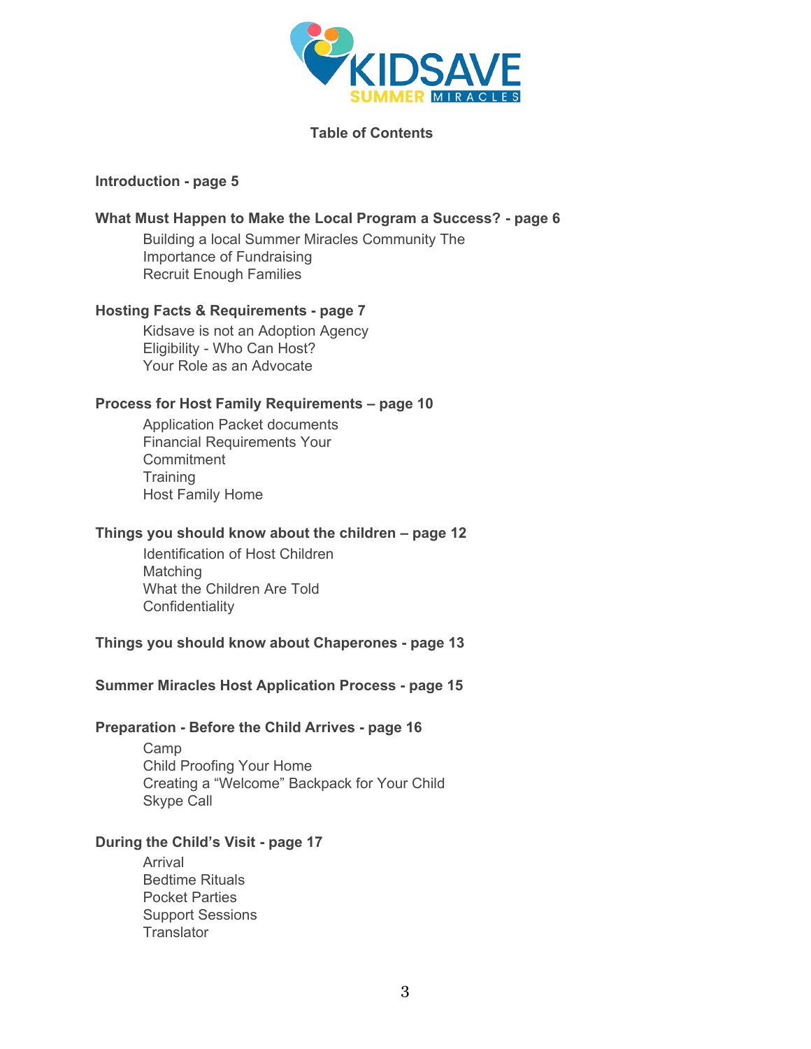**Table of Contents**

**Introduction - page 5**

**What Must Happen to Make the Local Program a Success? - page 6**

Building a local Summer Miracles Community The Importance of Fundraising
Recruit Enough Families

**Hosting Facts & Requirements - page 7**

Kidsave is not an Adoption Agency
Eligibility - Who Can Host?
Your Role as an Advocate

**Process for Host Family Requirements – page 10**

Application Packet documents
Financial Requirements Your Commitment
Training
Host Family Home

**Things you should know about the children – page 12**

Identification of Host Children
Matching
What the Children Are Told
Confidentiality

**Things you should know about Chaperones - page 13**

**Summer Miracles Host Application Process - page 15**

**Preparation - Before the Child Arrives - page 16**

Camp
Child Proofing Your Home
Creating a "Welcome" Backpack for Your Child
Skype Call

**During the Child's Visit - page 17**

Arrival
Bedtime Rituals
Pocket Parties
Support Sessions
Translator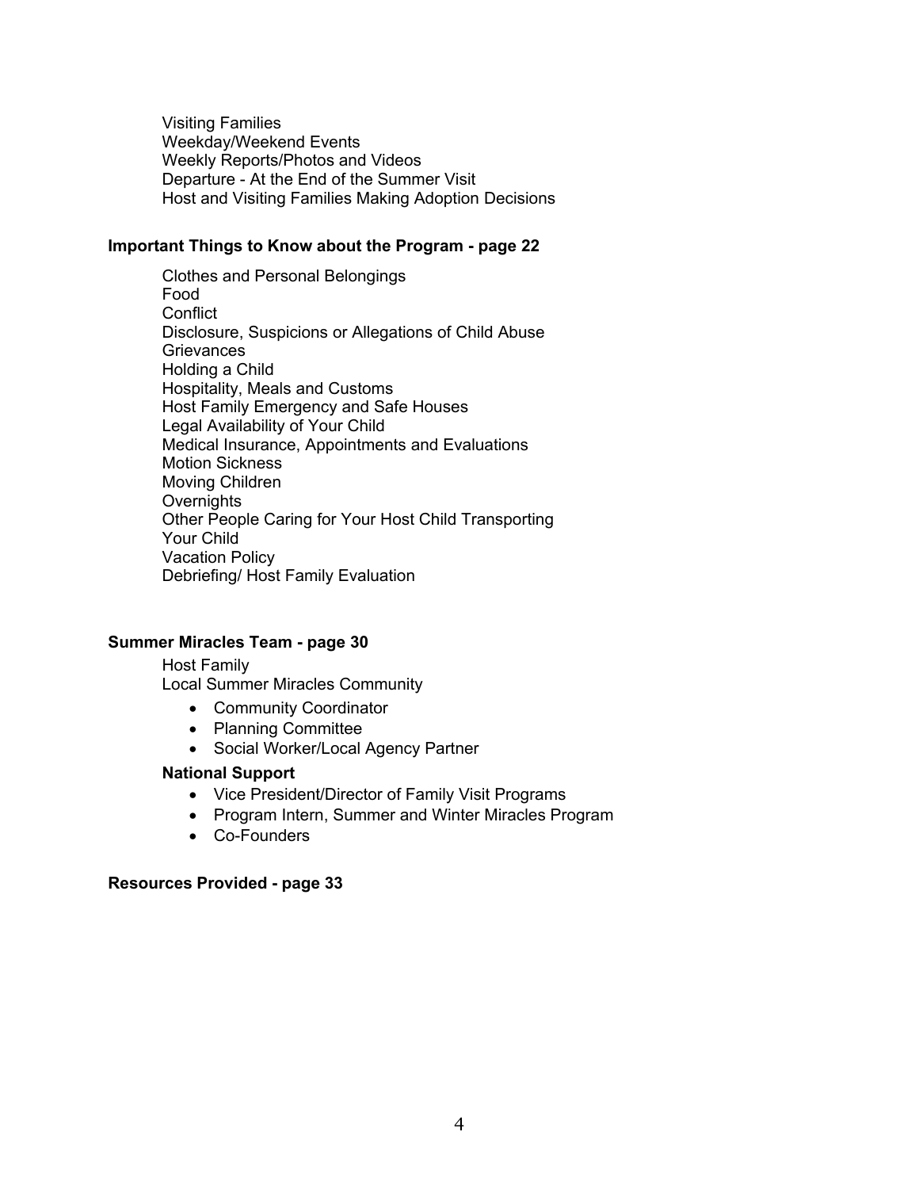Visiting Families
Weekday/Weekend Events
Weekly Reports/Photos and Videos
Departure - At the End of the Summer Visit
Host and Visiting Families Making Adoption Decisions

**Important Things to Know about the Program - page 22**

Clothes and Personal Belongings
Food
Conflict
Disclosure, Suspicions or Allegations of Child Abuse
Grievances
Holding a Child
Hospitality, Meals and Customs
Host Family Emergency and Safe Houses
Legal Availability of Your Child
Medical Insurance, Appointments and Evaluations
Motion Sickness
Moving Children
Overnights
Other People Caring for Your Host Child Transporting
Your Child
Vacation Policy
Debriefing/ Host Family Evaluation

**Summer Miracles Team - page 30**

Host Family
Local Summer Miracles Community

- Community Coordinator
- Planning Committee
- Social Worker/Local Agency Partner

**National Support**

- Vice President/Director of Family Visit Programs
- Program Intern, Summer and Winter Miracles Program
- Co-Founders

**Resources Provided - page 33**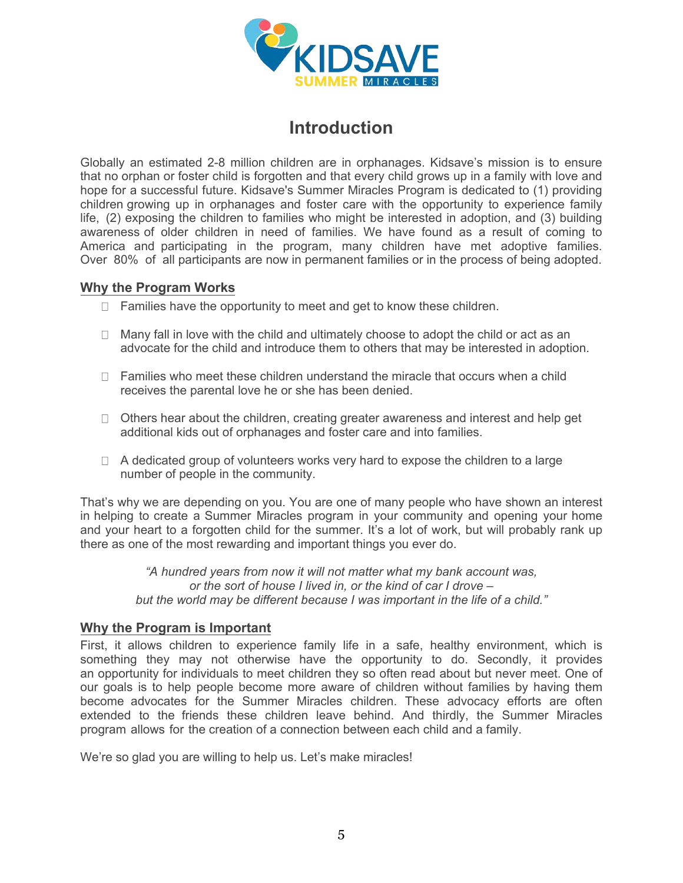# Introduction

Globally an estimated 2-8 million children are in orphanages. Kidsave's mission is to ensure that no orphan or foster child is forgotten and that every child grows up in a family with love and hope for a successful future. Kidsave's Summer Miracles Program is dedicated to (1) providing children growing up in orphanages and foster care with the opportunity to experience family life, (2) exposing the children to families who might be interested in adoption, and (3) building awareness of older children in need of families. We have found as a result of coming to America and participating in the program, many children have met adoptive families. Over 80% of all participants are now in permanent families or in the process of being adopted.

## Why the Program Works

- Families have the opportunity to meet and get to know these children.
- Many fall in love with the child and ultimately choose to adopt the child or act as an advocate for the child and introduce them to others that may be interested in adoption.
- Families who meet these children understand the miracle that occurs when a child receives the parental love he or she has been denied.
- Others hear about the children, creating greater awareness and interest and help get additional kids out of orphanages and foster care and into families.
- A dedicated group of volunteers works very hard to expose the children to a large number of people in the community.

That's why we are depending on you. You are one of many people who have shown an interest in helping to create a Summer Miracles program in your community and opening your home and your heart to a forgotten child for the summer. It's a lot of work, but will probably rank up there as one of the most rewarding and important things you ever do.

*"A hundred years from now it will not matter what my bank account was, or the sort of house I lived in, or the kind of car I drove – but the world may be different because I was important in the life of a child."*

## Why the Program is Important

First, it allows children to experience family life in a safe, healthy environment, which is something they may not otherwise have the opportunity to do. Secondly, it provides an opportunity for individuals to meet children they so often read about but never meet. One of our goals is to help people become more aware of children without families by having them become advocates for the Summer Miracles children. These advocacy efforts are often extended to the friends these children leave behind. And thirdly, the Summer Miracles program allows for the creation of a connection between each child and a family.

We're so glad you are willing to help us. Let's make miracles!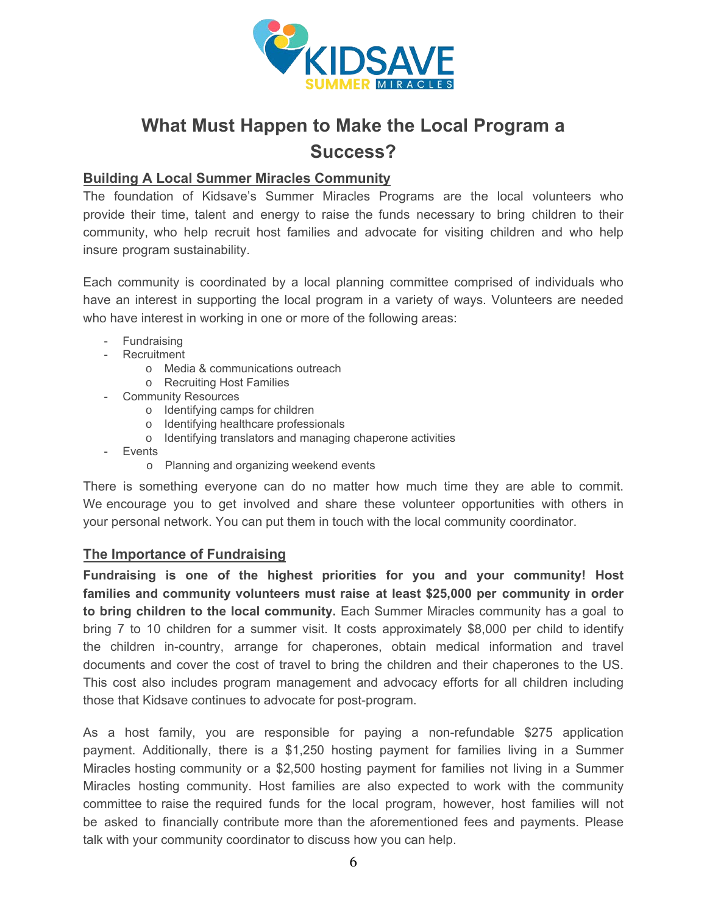# What Must Happen to Make the Local Program a Success?

## Building A Local Summer Miracles Community

The foundation of Kidsave's Summer Miracles Programs are the local volunteers who provide their time, talent and energy to raise the funds necessary to bring children to their community, who help recruit host families and advocate for visiting children and who help insure program sustainability.

Each community is coordinated by a local planning committee comprised of individuals who have an interest in supporting the local program in a variety of ways. Volunteers are needed who have interest in working in one or more of the following areas:

- Fundraising
- Recruitment
  - Media & communications outreach
  - Recruiting Host Families
- Community Resources
  - Identifying camps for children
  - Identifying healthcare professionals
  - Identifying translators and managing chaperone activities
- Events
  - Planning and organizing weekend events

There is something everyone can do no matter how much time they are able to commit. We encourage you to get involved and share these volunteer opportunities with others in your personal network. You can put them in touch with the local community coordinator.

## The Importance of Fundraising

**Fundraising is one of the highest priorities for you and your community! Host families and community volunteers must raise at least $25,000 per community in order to bring children to the local community.** Each Summer Miracles community has a goal to bring 7 to 10 children for a summer visit. It costs approximately $8,000 per child to identify the children in-country, arrange for chaperones, obtain medical information and travel documents and cover the cost of travel to bring the children and their chaperones to the US. This cost also includes program management and advocacy efforts for all children including those that Kidsave continues to advocate for post-program.

As a host family, you are responsible for paying a non-refundable $275 application payment. Additionally, there is a $1,250 hosting payment for families living in a Summer Miracles hosting community or a $2,500 hosting payment for families not living in a Summer Miracles hosting community. Host families are also expected to work with the community committee to raise the required funds for the local program, however, host families will not be asked to financially contribute more than the aforementioned fees and payments. Please talk with your community coordinator to discuss how you can help.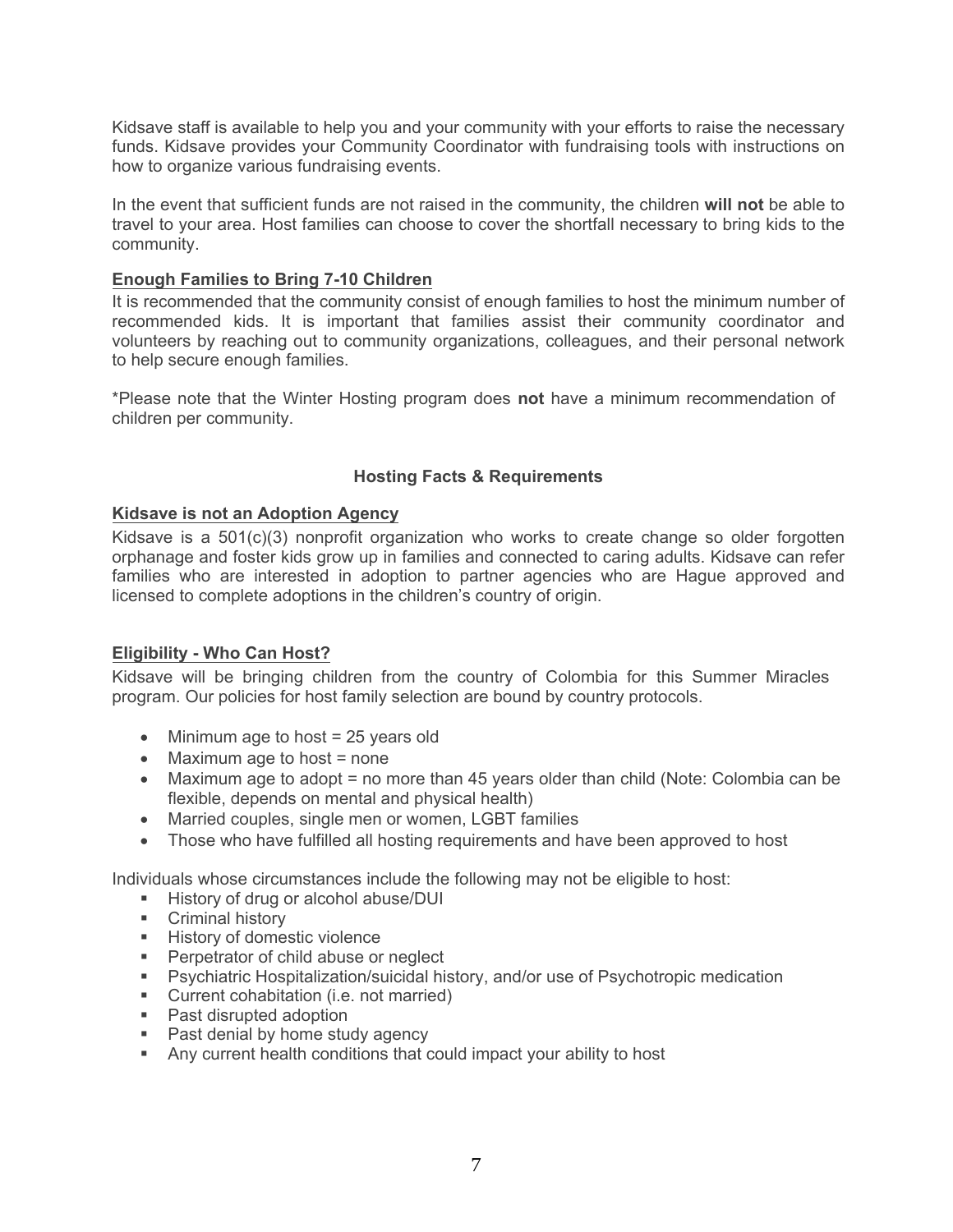Kidsave staff is available to help you and your community with your efforts to raise the necessary funds. Kidsave provides your Community Coordinator with fundraising tools with instructions on how to organize various fundraising events.

In the event that sufficient funds are not raised in the community, the children **will not** be able to travel to your area. Host families can choose to cover the shortfall necessary to bring kids to the community.

**Enough Families to Bring 7-10 Children**

It is recommended that the community consist of enough families to host the minimum number of recommended kids. It is important that families assist their community coordinator and volunteers by reaching out to community organizations, colleagues, and their personal network to help secure enough families.

*Please note that the Winter Hosting program does **not** have a minimum recommendation of children per community.

### Hosting Facts & Requirements

**Kidsave is not an Adoption Agency**

Kidsave is a 501(c)(3) nonprofit organization who works to create change so older forgotten orphanage and foster kids grow up in families and connected to caring adults. Kidsave can refer families who are interested in adoption to partner agencies who are Hague approved and licensed to complete adoptions in the children's country of origin.

**Eligibility - Who Can Host?**

Kidsave will be bringing children from the country of Colombia for this Summer Miracles program. Our policies for host family selection are bound by country protocols.

- Minimum age to host = 25 years old
- Maximum age to host = none
- Maximum age to adopt = no more than 45 years older than child (Note: Colombia can be flexible, depends on mental and physical health)
- Married couples, single men or women, LGBT families
- Those who have fulfilled all hosting requirements and have been approved to host

Individuals whose circumstances include the following may not be eligible to host:

- History of drug or alcohol abuse/DUI
- Criminal history
- History of domestic violence
- Perpetrator of child abuse or neglect
- Psychiatric Hospitalization/suicidal history, and/or use of Psychotropic medication
- Current cohabitation (i.e. not married)
- Past disrupted adoption
- Past denial by home study agency
- Any current health conditions that could impact your ability to host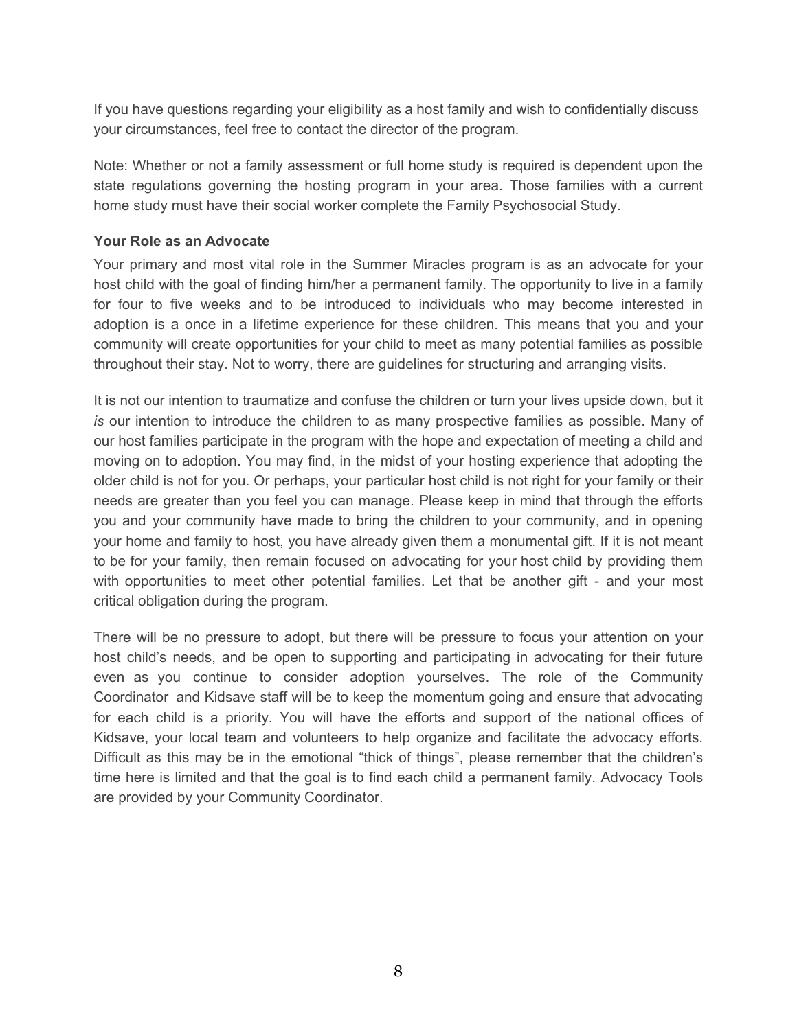If you have questions regarding your eligibility as a host family and wish to confidentially discuss your circumstances, feel free to contact the director of the program.

Note: Whether or not a family assessment or full home study is required is dependent upon the state regulations governing the hosting program in your area. Those families with a current home study must have their social worker complete the Family Psychosocial Study.

## Your Role as an Advocate

Your primary and most vital role in the Summer Miracles program is as an advocate for your host child with the goal of finding him/her a permanent family. The opportunity to live in a family for four to five weeks and to be introduced to individuals who may become interested in adoption is a once in a lifetime experience for these children. This means that you and your community will create opportunities for your child to meet as many potential families as possible throughout their stay. Not to worry, there are guidelines for structuring and arranging visits.

It is not our intention to traumatize and confuse the children or turn your lives upside down, but it *is* our intention to introduce the children to as many prospective families as possible. Many of our host families participate in the program with the hope and expectation of meeting a child and moving on to adoption. You may find, in the midst of your hosting experience that adopting the older child is not for you. Or perhaps, your particular host child is not right for your family or their needs are greater than you feel you can manage. Please keep in mind that through the efforts you and your community have made to bring the children to your community, and in opening your home and family to host, you have already given them a monumental gift. If it is not meant to be for your family, then remain focused on advocating for your host child by providing them with opportunities to meet other potential families. Let that be another gift - and your most critical obligation during the program.

There will be no pressure to adopt, but there will be pressure to focus your attention on your host child's needs, and be open to supporting and participating in advocating for their future even as you continue to consider adoption yourselves. The role of the Community Coordinator and Kidsave staff will be to keep the momentum going and ensure that advocating for each child is a priority. You will have the efforts and support of the national offices of Kidsave, your local team and volunteers to help organize and facilitate the advocacy efforts. Difficult as this may be in the emotional "thick of things", please remember that the children's time here is limited and that the goal is to find each child a permanent family. Advocacy Tools are provided by your Community Coordinator.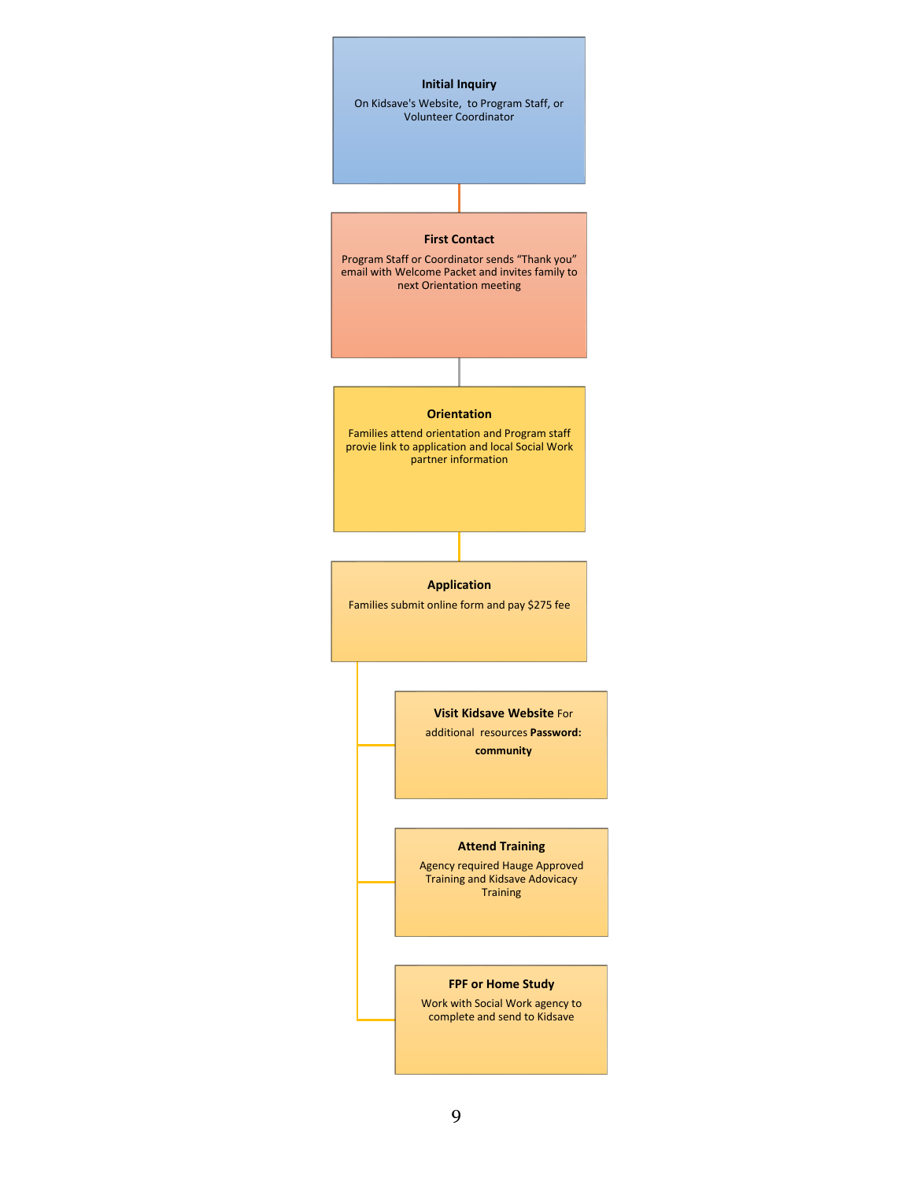**Initial Inquiry**

On Kidsave's Website, to Program Staff, or Volunteer Coordinator

**First Contact**

Program Staff or Coordinator sends "Thank you" email with Welcome Packet and invites family to next Orientation meeting

**Orientation**

Families attend orientation and Program staff provie link to application and local Social Work partner information

**Application**

Families submit online form and pay $275 fee

- **Visit Kidsave Website** For additional resources **Password: community**
- **Attend Training**
  Agency required Hauge Approved Training and Kidsave Adovicacy Training
- **FPF or Home Study**
  Work with Social Work agency to complete and send to Kidsave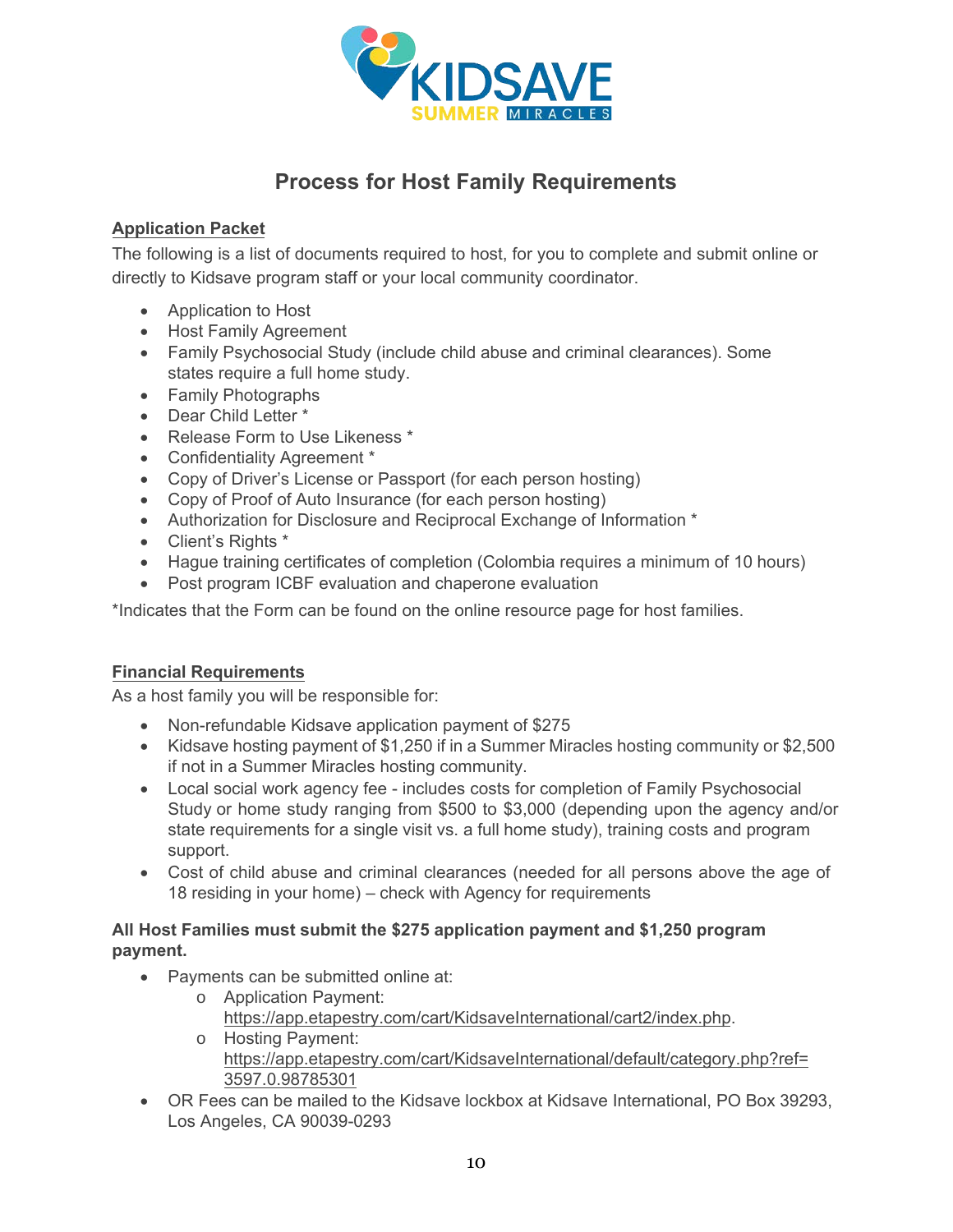# Process for Host Family Requirements

## Application Packet

The following is a list of documents required to host, for you to complete and submit online or directly to Kidsave program staff or your local community coordinator.

- Application to Host
- Host Family Agreement
- Family Psychosocial Study (include child abuse and criminal clearances). Some states require a full home study.
- Family Photographs
- Dear Child Letter *
- Release Form to Use Likeness *
- Confidentiality Agreement *
- Copy of Driver's License or Passport (for each person hosting)
- Copy of Proof of Auto Insurance (for each person hosting)
- Authorization for Disclosure and Reciprocal Exchange of Information *
- Client's Rights *
- Hague training certificates of completion (Colombia requires a minimum of 10 hours)
- Post program ICBF evaluation and chaperone evaluation

*Indicates that the Form can be found on the online resource page for host families.

## Financial Requirements

As a host family you will be responsible for:

- Non-refundable Kidsave application payment of $275
- Kidsave hosting payment of $1,250 if in a Summer Miracles hosting community or $2,500 if not in a Summer Miracles hosting community.
- Local social work agency fee - includes costs for completion of Family Psychosocial Study or home study ranging from $500 to $3,000 (depending upon the agency and/or state requirements for a single visit vs. a full home study), training costs and program support.
- Cost of child abuse and criminal clearances (needed for all persons above the age of 18 residing in your home) – check with Agency for requirements

**All Host Families must submit the $275 application payment and $1,250 program payment.**

- Payments can be submitted online at:
  - Application Payment: https://app.etapestry.com/cart/KidsaveInternational/cart2/index.php.
  - Hosting Payment: https://app.etapestry.com/cart/KidsaveInternational/default/category.php?ref=3597.0.98785301
- OR Fees can be mailed to the Kidsave lockbox at Kidsave International, PO Box 39293, Los Angeles, CA 90039-0293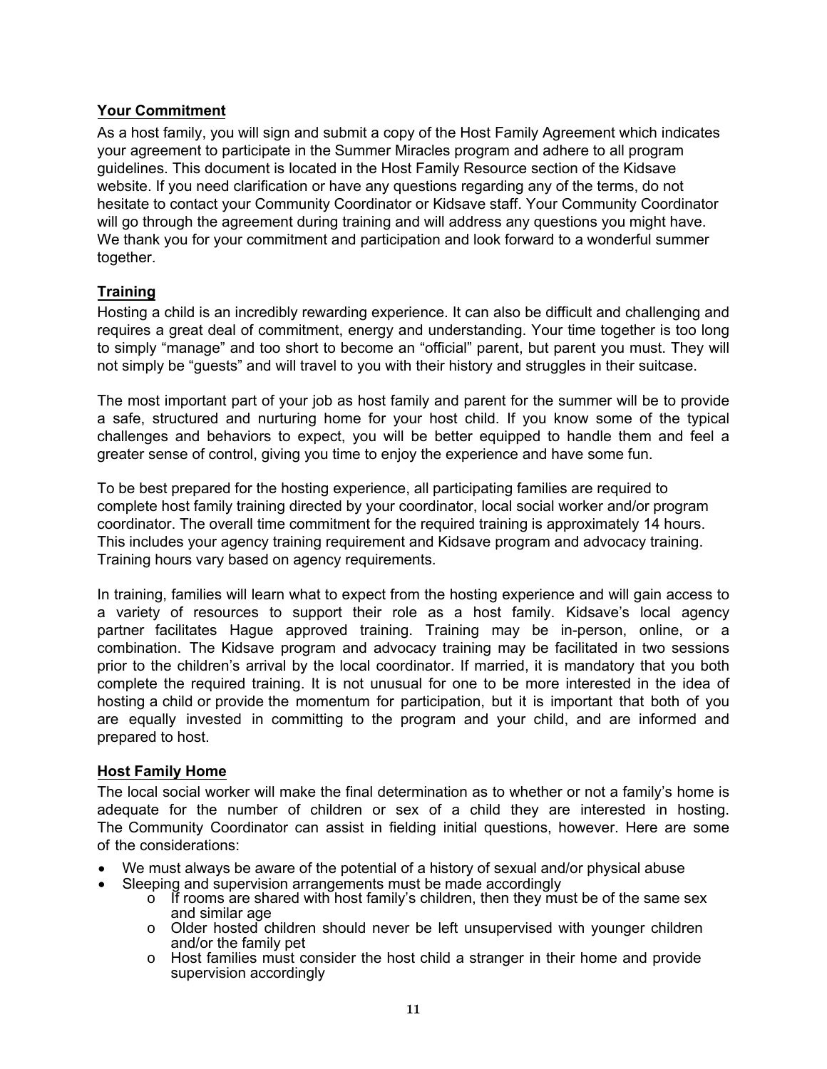## Your Commitment

As a host family, you will sign and submit a copy of the Host Family Agreement which indicates your agreement to participate in the Summer Miracles program and adhere to all program guidelines. This document is located in the Host Family Resource section of the Kidsave website. If you need clarification or have any questions regarding any of the terms, do not hesitate to contact your Community Coordinator or Kidsave staff. Your Community Coordinator will go through the agreement during training and will address any questions you might have. We thank you for your commitment and participation and look forward to a wonderful summer together.

## Training

Hosting a child is an incredibly rewarding experience. It can also be difficult and challenging and requires a great deal of commitment, energy and understanding. Your time together is too long to simply "manage" and too short to become an "official" parent, but parent you must. They will not simply be "guests" and will travel to you with their history and struggles in their suitcase.

The most important part of your job as host family and parent for the summer will be to provide a safe, structured and nurturing home for your host child. If you know some of the typical challenges and behaviors to expect, you will be better equipped to handle them and feel a greater sense of control, giving you time to enjoy the experience and have some fun.

To be best prepared for the hosting experience, all participating families are required to complete host family training directed by your coordinator, local social worker and/or program coordinator. The overall time commitment for the required training is approximately 14 hours. This includes your agency training requirement and Kidsave program and advocacy training. Training hours vary based on agency requirements.

In training, families will learn what to expect from the hosting experience and will gain access to a variety of resources to support their role as a host family. Kidsave's local agency partner facilitates Hague approved training. Training may be in-person, online, or a combination. The Kidsave program and advocacy training may be facilitated in two sessions prior to the children's arrival by the local coordinator. If married, it is mandatory that you both complete the required training. It is not unusual for one to be more interested in the idea of hosting a child or provide the momentum for participation, but it is important that both of you are equally invested in committing to the program and your child, and are informed and prepared to host.

## Host Family Home

The local social worker will make the final determination as to whether or not a family's home is adequate for the number of children or sex of a child they are interested in hosting. The Community Coordinator can assist in fielding initial questions, however. Here are some of the considerations:

- We must always be aware of the potential of a history of sexual and/or physical abuse
- Sleeping and supervision arrangements must be made accordingly
  - If rooms are shared with host family's children, then they must be of the same sex and similar age
  - Older hosted children should never be left unsupervised with younger children and/or the family pet
  - Host families must consider the host child a stranger in their home and provide supervision accordingly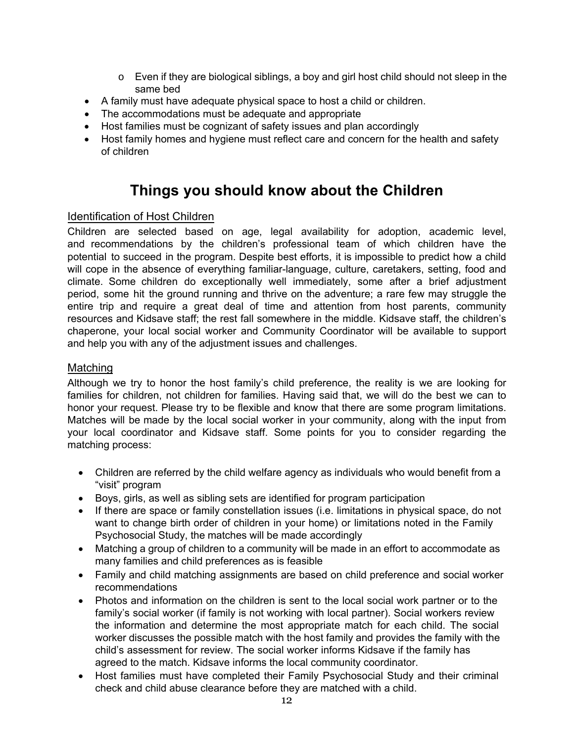- Even if they are biological siblings, a boy and girl host child should not sleep in the same bed
- A family must have adequate physical space to host a child or children.
- The accommodations must be adequate and appropriate
- Host families must be cognizant of safety issues and plan accordingly
- Host family homes and hygiene must reflect care and concern for the health and safety of children

# Things you should know about the Children

## Identification of Host Children

Children are selected based on age, legal availability for adoption, academic level, and recommendations by the children's professional team of which children have the potential to succeed in the program. Despite best efforts, it is impossible to predict how a child will cope in the absence of everything familiar-language, culture, caretakers, setting, food and climate. Some children do exceptionally well immediately, some after a brief adjustment period, some hit the ground running and thrive on the adventure; a rare few may struggle the entire trip and require a great deal of time and attention from host parents, community resources and Kidsave staff; the rest fall somewhere in the middle. Kidsave staff, the children's chaperone, your local social worker and Community Coordinator will be available to support and help you with any of the adjustment issues and challenges.

## Matching

Although we try to honor the host family's child preference, the reality is we are looking for families for children, not children for families. Having said that, we will do the best we can to honor your request. Please try to be flexible and know that there are some program limitations. Matches will be made by the local social worker in your community, along with the input from your local coordinator and Kidsave staff. Some points for you to consider regarding the matching process:

- Children are referred by the child welfare agency as individuals who would benefit from a "visit" program
- Boys, girls, as well as sibling sets are identified for program participation
- If there are space or family constellation issues (i.e. limitations in physical space, do not want to change birth order of children in your home) or limitations noted in the Family Psychosocial Study, the matches will be made accordingly
- Matching a group of children to a community will be made in an effort to accommodate as many families and child preferences as is feasible
- Family and child matching assignments are based on child preference and social worker recommendations
- Photos and information on the children is sent to the local social work partner or to the family's social worker (if family is not working with local partner). Social workers review the information and determine the most appropriate match for each child. The social worker discusses the possible match with the host family and provides the family with the child's assessment for review. The social worker informs Kidsave if the family has agreed to the match. Kidsave informs the local community coordinator.
- Host families must have completed their Family Psychosocial Study and their criminal check and child abuse clearance before they are matched with a child.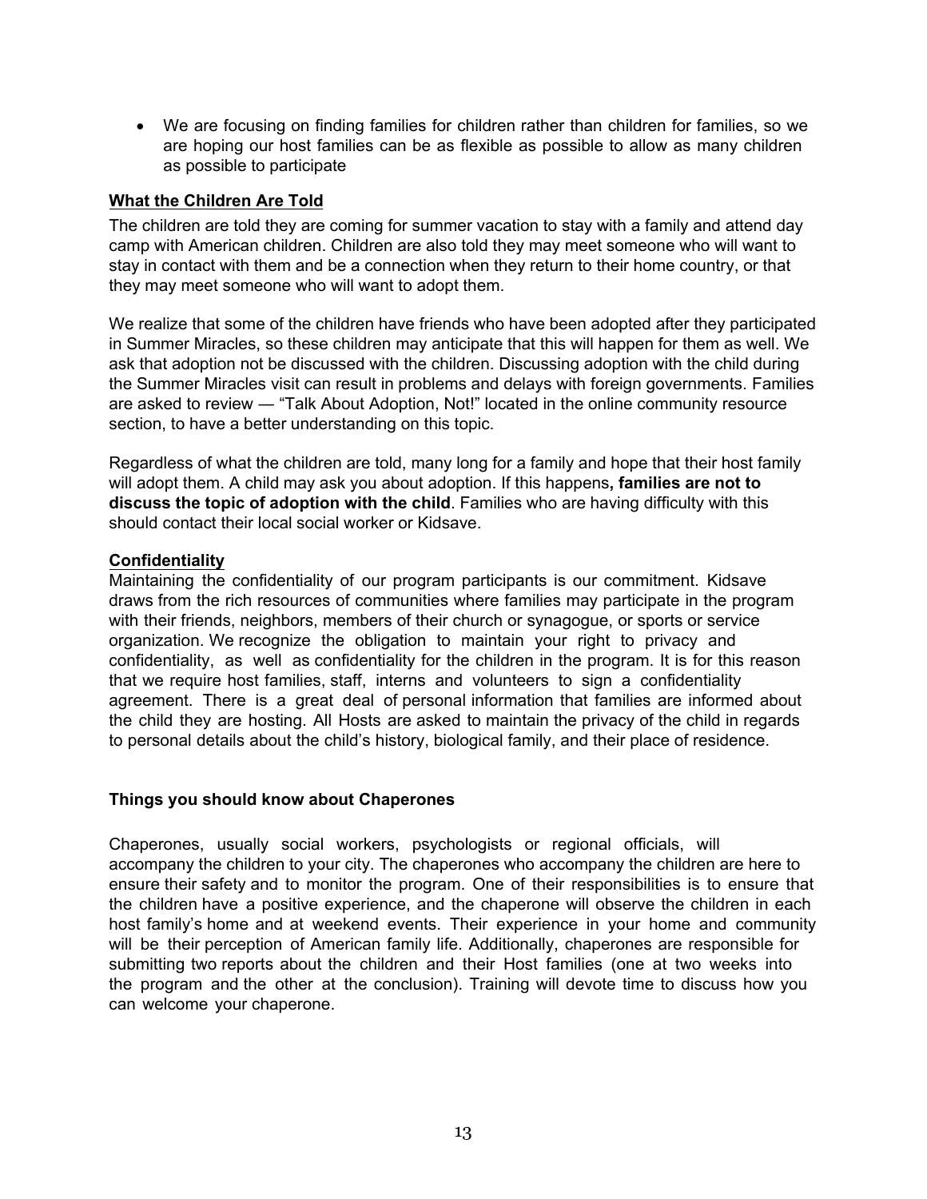- We are focusing on finding families for children rather than children for families, so we are hoping our host families can be as flexible as possible to allow as many children as possible to participate

**What the Children Are Told**

The children are told they are coming for summer vacation to stay with a family and attend day camp with American children. Children are also told they may meet someone who will want to stay in contact with them and be a connection when they return to their home country, or that they may meet someone who will want to adopt them.

We realize that some of the children have friends who have been adopted after they participated in Summer Miracles, so these children may anticipate that this will happen for them as well. We ask that adoption not be discussed with the children. Discussing adoption with the child during the Summer Miracles visit can result in problems and delays with foreign governments. Families are asked to review — "Talk About Adoption, Not!" located in the online community resource section, to have a better understanding on this topic.

Regardless of what the children are told, many long for a family and hope that their host family will adopt them. A child may ask you about adoption. If this happens**, families are not to discuss the topic of adoption with the child**. Families who are having difficulty with this should contact their local social worker or Kidsave.

**Confidentiality**

Maintaining the confidentiality of our program participants is our commitment. Kidsave draws from the rich resources of communities where families may participate in the program with their friends, neighbors, members of their church or synagogue, or sports or service organization. We recognize the obligation to maintain your right to privacy and confidentiality, as well as confidentiality for the children in the program. It is for this reason that we require host families, staff, interns and volunteers to sign a confidentiality agreement. There is a great deal of personal information that families are informed about the child they are hosting. All Hosts are asked to maintain the privacy of the child in regards to personal details about the child's history, biological family, and their place of residence.

**Things you should know about Chaperones**

Chaperones, usually social workers, psychologists or regional officials, will accompany the children to your city. The chaperones who accompany the children are here to ensure their safety and to monitor the program. One of their responsibilities is to ensure that the children have a positive experience, and the chaperone will observe the children in each host family's home and at weekend events. Their experience in your home and community will be their perception of American family life. Additionally, chaperones are responsible for submitting two reports about the children and their Host families (one at two weeks into the program and the other at the conclusion). Training will devote time to discuss how you can welcome your chaperone.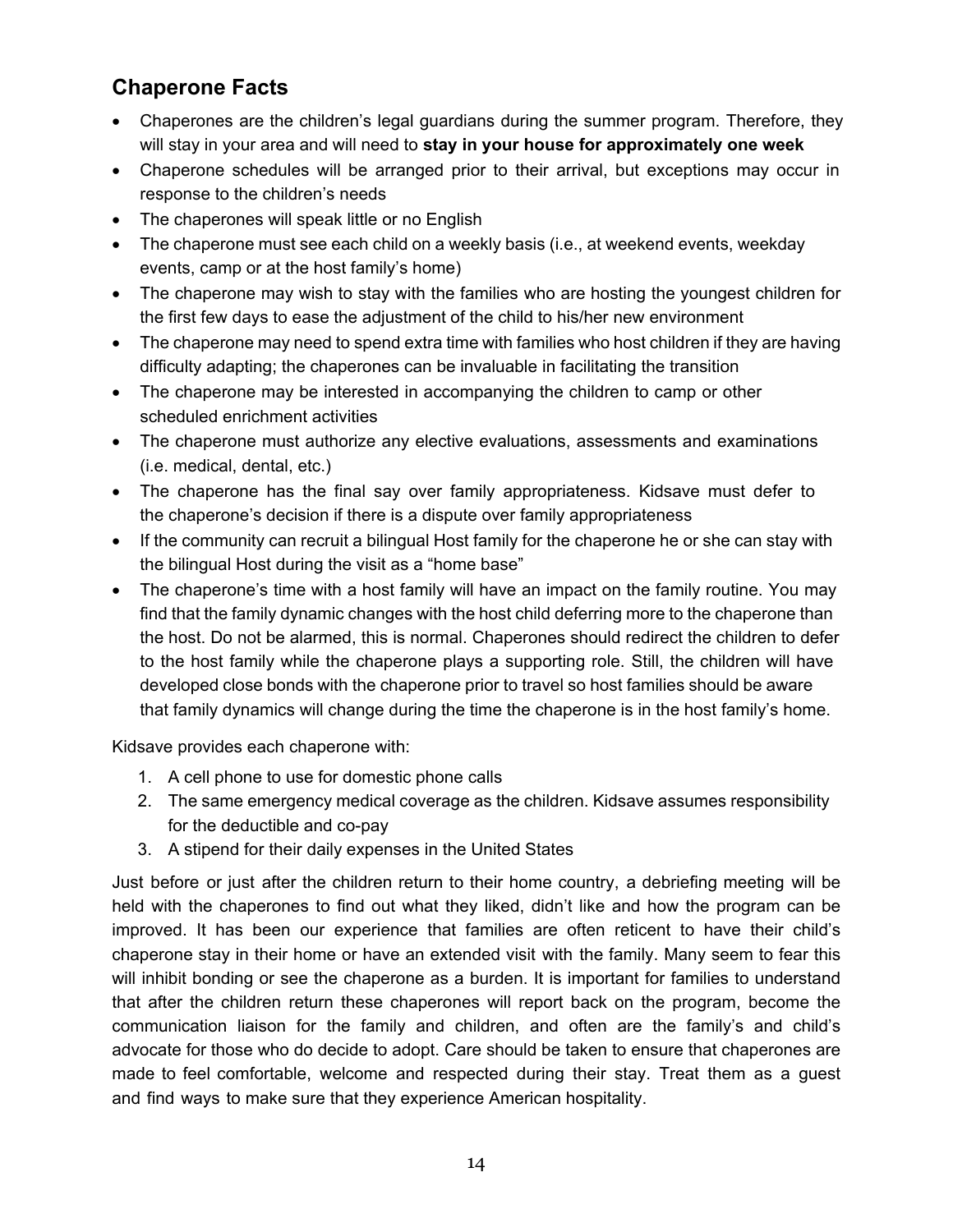## Chaperone Facts

- Chaperones are the children's legal guardians during the summer program. Therefore, they will stay in your area and will need to **stay in your house for approximately one week**
- Chaperone schedules will be arranged prior to their arrival, but exceptions may occur in response to the children's needs
- The chaperones will speak little or no English
- The chaperone must see each child on a weekly basis (i.e., at weekend events, weekday events, camp or at the host family's home)
- The chaperone may wish to stay with the families who are hosting the youngest children for the first few days to ease the adjustment of the child to his/her new environment
- The chaperone may need to spend extra time with families who host children if they are having difficulty adapting; the chaperones can be invaluable in facilitating the transition
- The chaperone may be interested in accompanying the children to camp or other scheduled enrichment activities
- The chaperone must authorize any elective evaluations, assessments and examinations (i.e. medical, dental, etc.)
- The chaperone has the final say over family appropriateness. Kidsave must defer to the chaperone's decision if there is a dispute over family appropriateness
- If the community can recruit a bilingual Host family for the chaperone he or she can stay with the bilingual Host during the visit as a "home base"
- The chaperone's time with a host family will have an impact on the family routine. You may find that the family dynamic changes with the host child deferring more to the chaperone than the host. Do not be alarmed, this is normal. Chaperones should redirect the children to defer to the host family while the chaperone plays a supporting role. Still, the children will have developed close bonds with the chaperone prior to travel so host families should be aware that family dynamics will change during the time the chaperone is in the host family's home.

Kidsave provides each chaperone with:

1. A cell phone to use for domestic phone calls
2. The same emergency medical coverage as the children. Kidsave assumes responsibility for the deductible and co-pay
3. A stipend for their daily expenses in the United States

Just before or just after the children return to their home country, a debriefing meeting will be held with the chaperones to find out what they liked, didn't like and how the program can be improved. It has been our experience that families are often reticent to have their child's chaperone stay in their home or have an extended visit with the family. Many seem to fear this will inhibit bonding or see the chaperone as a burden. It is important for families to understand that after the children return these chaperones will report back on the program, become the communication liaison for the family and children, and often are the family's and child's advocate for those who do decide to adopt. Care should be taken to ensure that chaperones are made to feel comfortable, welcome and respected during their stay. Treat them as a guest and find ways to make sure that they experience American hospitality.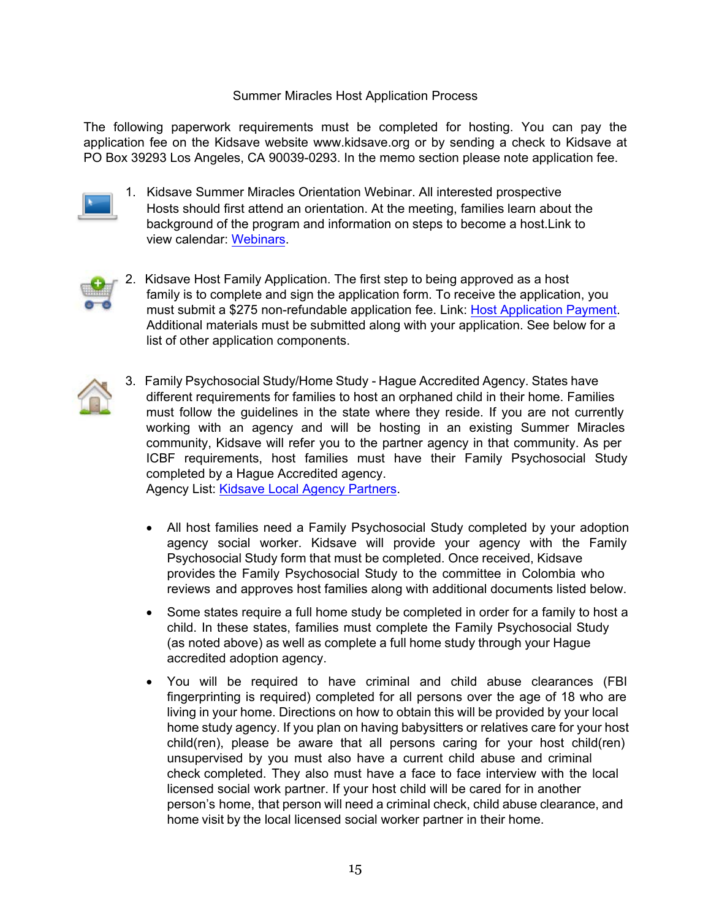Summer Miracles Host Application Process

The following paperwork requirements must be completed for hosting. You can pay the application fee on the Kidsave website www.kidsave.org or by sending a check to Kidsave at PO Box 39293 Los Angeles, CA 90039-0293. In the memo section please note application fee.

1. Kidsave Summer Miracles Orientation Webinar. All interested prospective Hosts should first attend an orientation. At the meeting, families learn about the background of the program and information on steps to become a host.Link to view calendar: Webinars.

2. Kidsave Host Family Application. The first step to being approved as a host family is to complete and sign the application form. To receive the application, you must submit a $275 non-refundable application fee. Link: Host Application Payment. Additional materials must be submitted along with your application. See below for a list of other application components.

3. Family Psychosocial Study/Home Study - Hague Accredited Agency. States have different requirements for families to host an orphaned child in their home. Families must follow the guidelines in the state where they reside. If you are not currently working with an agency and will be hosting in an existing Summer Miracles community, Kidsave will refer you to the partner agency in that community. As per ICBF requirements, host families must have their Family Psychosocial Study completed by a Hague Accredited agency.
   Agency List: Kidsave Local Agency Partners.

   - All host families need a Family Psychosocial Study completed by your adoption agency social worker. Kidsave will provide your agency with the Family Psychosocial Study form that must be completed. Once received, Kidsave provides the Family Psychosocial Study to the committee in Colombia who reviews and approves host families along with additional documents listed below.
   - Some states require a full home study be completed in order for a family to host a child. In these states, families must complete the Family Psychosocial Study (as noted above) as well as complete a full home study through your Hague accredited adoption agency.
   - You will be required to have criminal and child abuse clearances (FBI fingerprinting is required) completed for all persons over the age of 18 who are living in your home. Directions on how to obtain this will be provided by your local home study agency. If you plan on having babysitters or relatives care for your host child(ren), please be aware that all persons caring for your host child(ren) unsupervised by you must also have a current child abuse and criminal check completed. They also must have a face to face interview with the local licensed social work partner. If your host child will be cared for in another person's home, that person will need a criminal check, child abuse clearance, and home visit by the local licensed social worker partner in their home.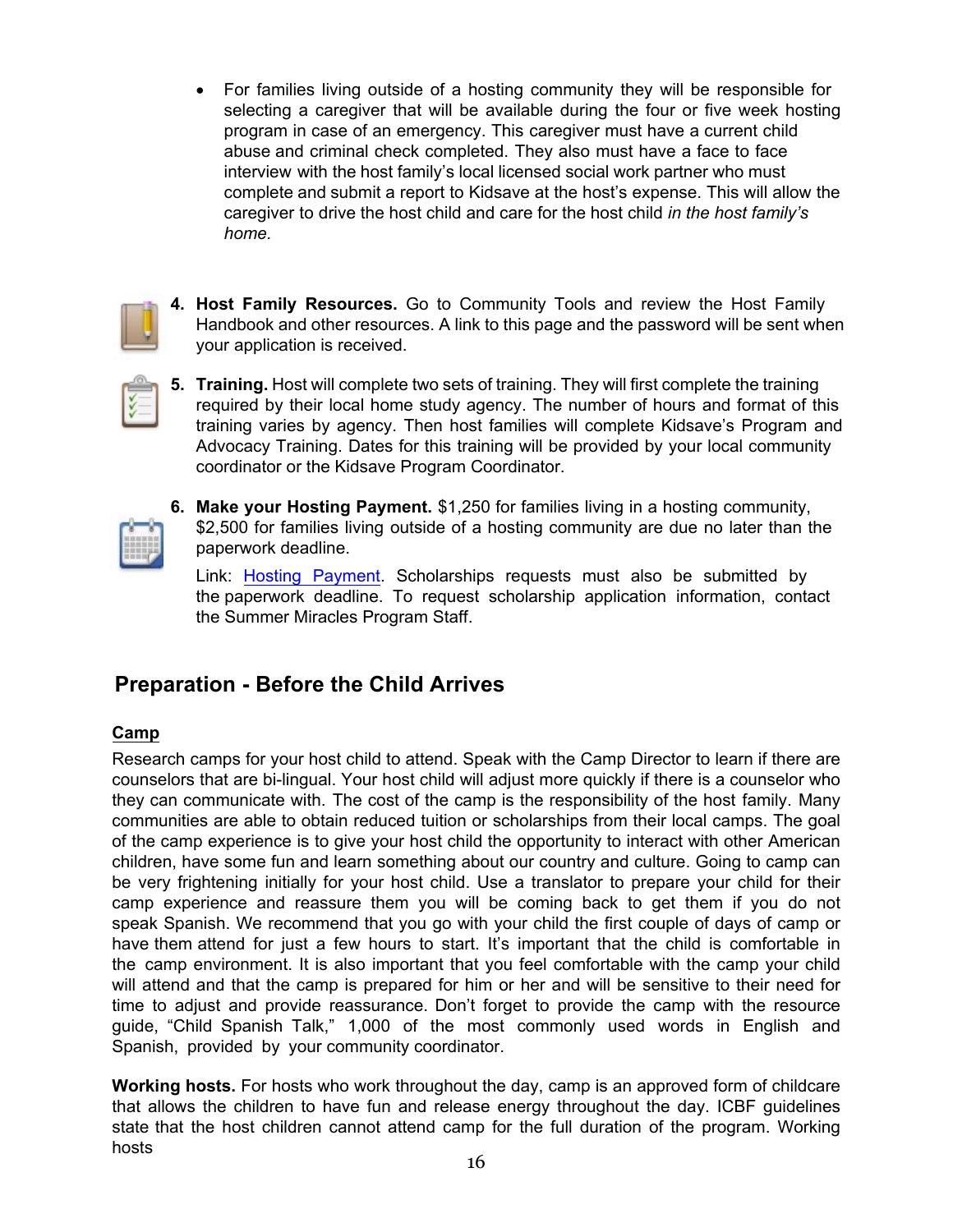- For families living outside of a hosting community they will be responsible for selecting a caregiver that will be available during the four or five week hosting program in case of an emergency. This caregiver must have a current child abuse and criminal check completed. They also must have a face to face interview with the host family's local licensed social work partner who must complete and submit a report to Kidsave at the host's expense. This will allow the caregiver to drive the host child and care for the host child *in the host family's home.*

4. **Host Family Resources.** Go to Community Tools and review the Host Family Handbook and other resources. A link to this page and the password will be sent when your application is received.

5. **Training.** Host will complete two sets of training. They will first complete the training required by their local home study agency. The number of hours and format of this training varies by agency. Then host families will complete Kidsave's Program and Advocacy Training. Dates for this training will be provided by your local community coordinator or the Kidsave Program Coordinator.

6. **Make your Hosting Payment.** $1,250 for families living in a hosting community, $2,500 for families living outside of a hosting community are due no later than the paperwork deadline.

   Link: Hosting Payment. Scholarships requests must also be submitted by the paperwork deadline. To request scholarship application information, contact the Summer Miracles Program Staff.

## Preparation - Before the Child Arrives

### Camp

Research camps for your host child to attend. Speak with the Camp Director to learn if there are counselors that are bi-lingual. Your host child will adjust more quickly if there is a counselor who they can communicate with. The cost of the camp is the responsibility of the host family. Many communities are able to obtain reduced tuition or scholarships from their local camps. The goal of the camp experience is to give your host child the opportunity to interact with other American children, have some fun and learn something about our country and culture. Going to camp can be very frightening initially for your host child. Use a translator to prepare your child for their camp experience and reassure them you will be coming back to get them if you do not speak Spanish. We recommend that you go with your child the first couple of days of camp or have them attend for just a few hours to start. It's important that the child is comfortable in the camp environment. It is also important that you feel comfortable with the camp your child will attend and that the camp is prepared for him or her and will be sensitive to their need for time to adjust and provide reassurance. Don't forget to provide the camp with the resource guide, "Child Spanish Talk," 1,000 of the most commonly used words in English and Spanish, provided by your community coordinator.

**Working hosts.** For hosts who work throughout the day, camp is an approved form of childcare that allows the children to have fun and release energy throughout the day. ICBF guidelines state that the host children cannot attend camp for the full duration of the program. Working hosts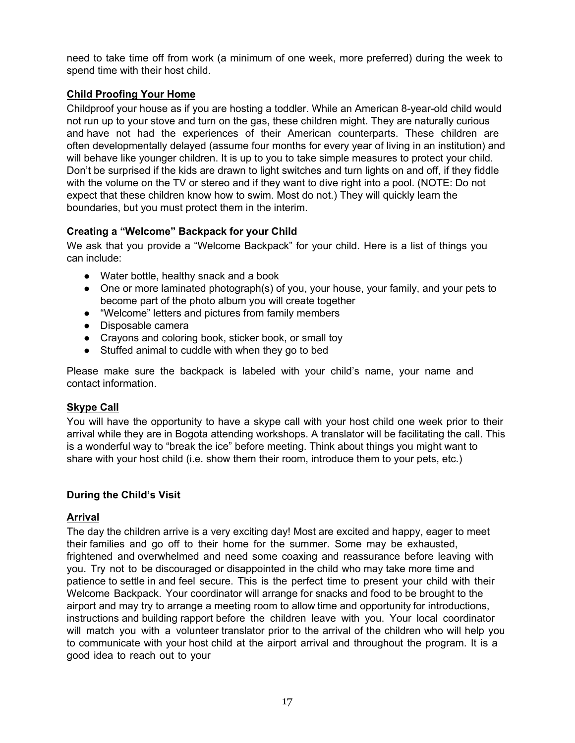need to take time off from work (a minimum of one week, more preferred) during the week to spend time with their host child.

## Child Proofing Your Home

Childproof your house as if you are hosting a toddler. While an American 8-year-old child would not run up to your stove and turn on the gas, these children might. They are naturally curious and have not had the experiences of their American counterparts. These children are often developmentally delayed (assume four months for every year of living in an institution) and will behave like younger children. It is up to you to take simple measures to protect your child. Don't be surprised if the kids are drawn to light switches and turn lights on and off, if they fiddle with the volume on the TV or stereo and if they want to dive right into a pool. (NOTE: Do not expect that these children know how to swim. Most do not.) They will quickly learn the boundaries, but you must protect them in the interim.

## Creating a "Welcome" Backpack for your Child

We ask that you provide a "Welcome Backpack" for your child. Here is a list of things you can include:

- Water bottle, healthy snack and a book
- One or more laminated photograph(s) of you, your house, your family, and your pets to become part of the photo album you will create together
- "Welcome" letters and pictures from family members
- Disposable camera
- Crayons and coloring book, sticker book, or small toy
- Stuffed animal to cuddle with when they go to bed

Please make sure the backpack is labeled with your child's name, your name and contact information.

## Skype Call

You will have the opportunity to have a skype call with your host child one week prior to their arrival while they are in Bogota attending workshops. A translator will be facilitating the call. This is a wonderful way to "break the ice" before meeting. Think about things you might want to share with your host child (i.e. show them their room, introduce them to your pets, etc.)

# During the Child's Visit

## Arrival

The day the children arrive is a very exciting day! Most are excited and happy, eager to meet their families and go off to their home for the summer. Some may be exhausted, frightened and overwhelmed and need some coaxing and reassurance before leaving with you. Try not to be discouraged or disappointed in the child who may take more time and patience to settle in and feel secure. This is the perfect time to present your child with their Welcome Backpack. Your coordinator will arrange for snacks and food to be brought to the airport and may try to arrange a meeting room to allow time and opportunity for introductions, instructions and building rapport before the children leave with you. Your local coordinator will match you with a volunteer translator prior to the arrival of the children who will help you to communicate with your host child at the airport arrival and throughout the program. It is a good idea to reach out to your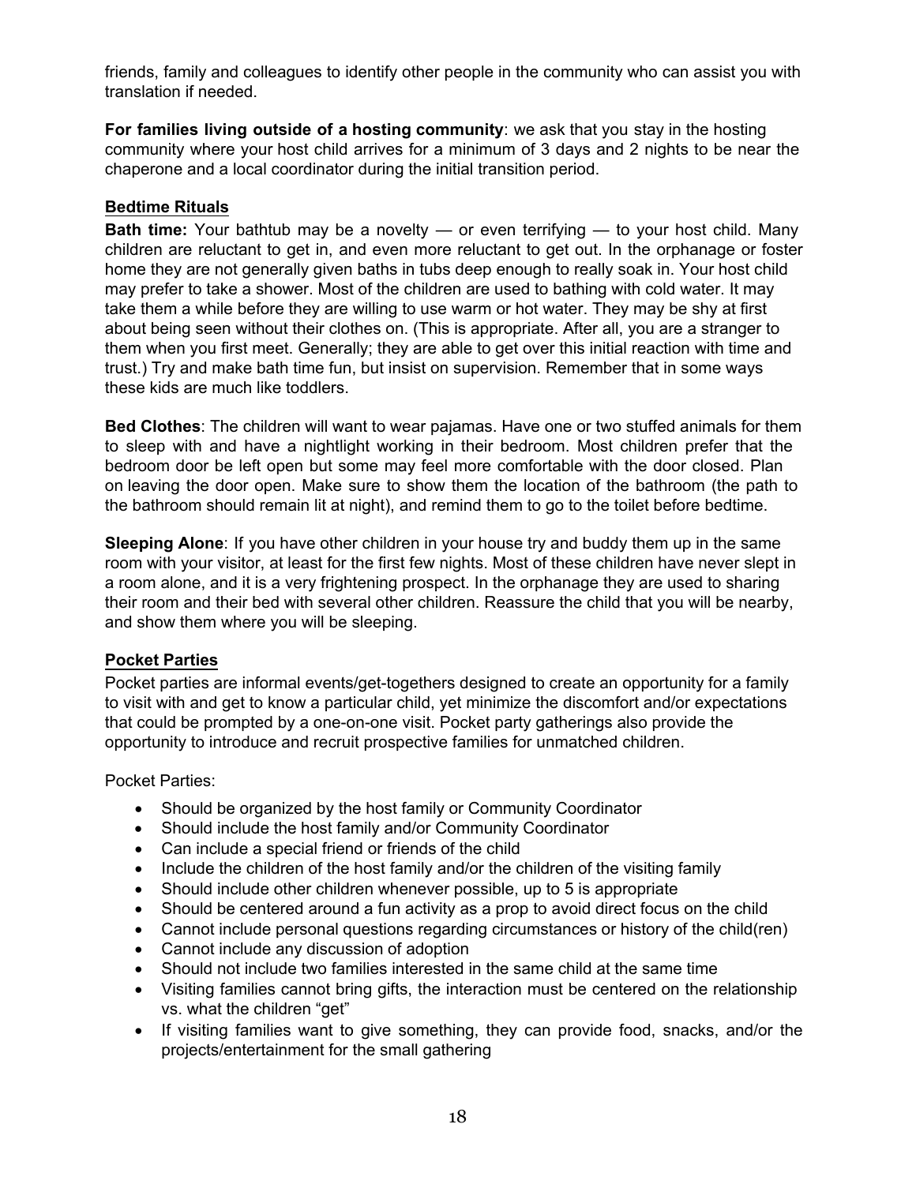friends, family and colleagues to identify other people in the community who can assist you with translation if needed.

**For families living outside of a hosting community**: we ask that you stay in the hosting community where your host child arrives for a minimum of 3 days and 2 nights to be near the chaperone and a local coordinator during the initial transition period.

## Bedtime Rituals

**Bath time:** Your bathtub may be a novelty — or even terrifying — to your host child. Many children are reluctant to get in, and even more reluctant to get out. In the orphanage or foster home they are not generally given baths in tubs deep enough to really soak in. Your host child may prefer to take a shower. Most of the children are used to bathing with cold water. It may take them a while before they are willing to use warm or hot water. They may be shy at first about being seen without their clothes on. (This is appropriate. After all, you are a stranger to them when you first meet. Generally; they are able to get over this initial reaction with time and trust.) Try and make bath time fun, but insist on supervision. Remember that in some ways these kids are much like toddlers.

**Bed Clothes**: The children will want to wear pajamas. Have one or two stuffed animals for them to sleep with and have a nightlight working in their bedroom. Most children prefer that the bedroom door be left open but some may feel more comfortable with the door closed. Plan on leaving the door open. Make sure to show them the location of the bathroom (the path to the bathroom should remain lit at night), and remind them to go to the toilet before bedtime.

**Sleeping Alone**: If you have other children in your house try and buddy them up in the same room with your visitor, at least for the first few nights. Most of these children have never slept in a room alone, and it is a very frightening prospect. In the orphanage they are used to sharing their room and their bed with several other children. Reassure the child that you will be nearby, and show them where you will be sleeping.

## Pocket Parties

Pocket parties are informal events/get-togethers designed to create an opportunity for a family to visit with and get to know a particular child, yet minimize the discomfort and/or expectations that could be prompted by a one-on-one visit. Pocket party gatherings also provide the opportunity to introduce and recruit prospective families for unmatched children.

Pocket Parties:

- Should be organized by the host family or Community Coordinator
- Should include the host family and/or Community Coordinator
- Can include a special friend or friends of the child
- Include the children of the host family and/or the children of the visiting family
- Should include other children whenever possible, up to 5 is appropriate
- Should be centered around a fun activity as a prop to avoid direct focus on the child
- Cannot include personal questions regarding circumstances or history of the child(ren)
- Cannot include any discussion of adoption
- Should not include two families interested in the same child at the same time
- Visiting families cannot bring gifts, the interaction must be centered on the relationship vs. what the children "get"
- If visiting families want to give something, they can provide food, snacks, and/or the projects/entertainment for the small gathering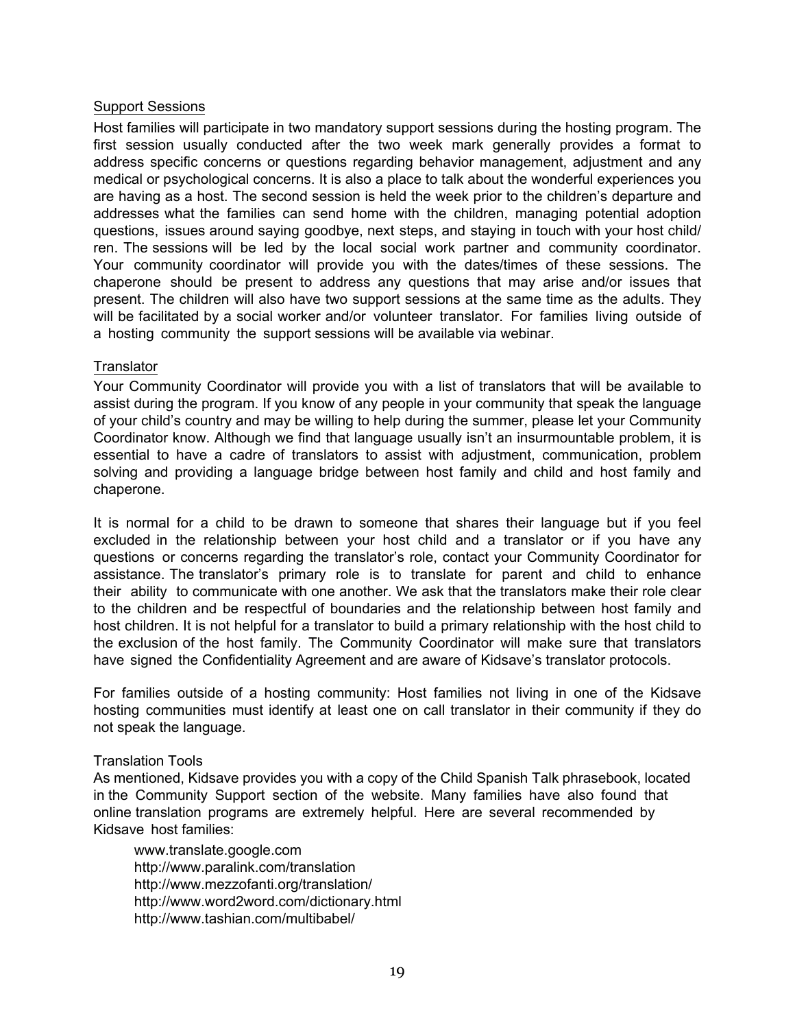## Support Sessions

Host families will participate in two mandatory support sessions during the hosting program. The first session usually conducted after the two week mark generally provides a format to address specific concerns or questions regarding behavior management, adjustment and any medical or psychological concerns. It is also a place to talk about the wonderful experiences you are having as a host. The second session is held the week prior to the children's departure and addresses what the families can send home with the children, managing potential adoption questions, issues around saying goodbye, next steps, and staying in touch with your host child/ren. The sessions will be led by the local social work partner and community coordinator. Your community coordinator will provide you with the dates/times of these sessions. The chaperone should be present to address any questions that may arise and/or issues that present. The children will also have two support sessions at the same time as the adults. They will be facilitated by a social worker and/or volunteer translator. For families living outside of a hosting community the support sessions will be available via webinar.

## Translator

Your Community Coordinator will provide you with a list of translators that will be available to assist during the program. If you know of any people in your community that speak the language of your child's country and may be willing to help during the summer, please let your Community Coordinator know. Although we find that language usually isn't an insurmountable problem, it is essential to have a cadre of translators to assist with adjustment, communication, problem solving and providing a language bridge between host family and child and host family and chaperone.

It is normal for a child to be drawn to someone that shares their language but if you feel excluded in the relationship between your host child and a translator or if you have any questions or concerns regarding the translator's role, contact your Community Coordinator for assistance. The translator's primary role is to translate for parent and child to enhance their ability to communicate with one another. We ask that the translators make their role clear to the children and be respectful of boundaries and the relationship between host family and host children. It is not helpful for a translator to build a primary relationship with the host child to the exclusion of the host family. The Community Coordinator will make sure that translators have signed the Confidentiality Agreement and are aware of Kidsave's translator protocols.

For families outside of a hosting community: Host families not living in one of the Kidsave hosting communities must identify at least one on call translator in their community if they do not speak the language.

### Translation Tools

As mentioned, Kidsave provides you with a copy of the Child Spanish Talk phrasebook, located in the Community Support section of the website. Many families have also found that online translation programs are extremely helpful. Here are several recommended by Kidsave host families:

- www.translate.google.com
- http://www.paralink.com/translation
- http://www.mezzofanti.org/translation/
- http://www.word2word.com/dictionary.html
- http://www.tashian.com/multibabel/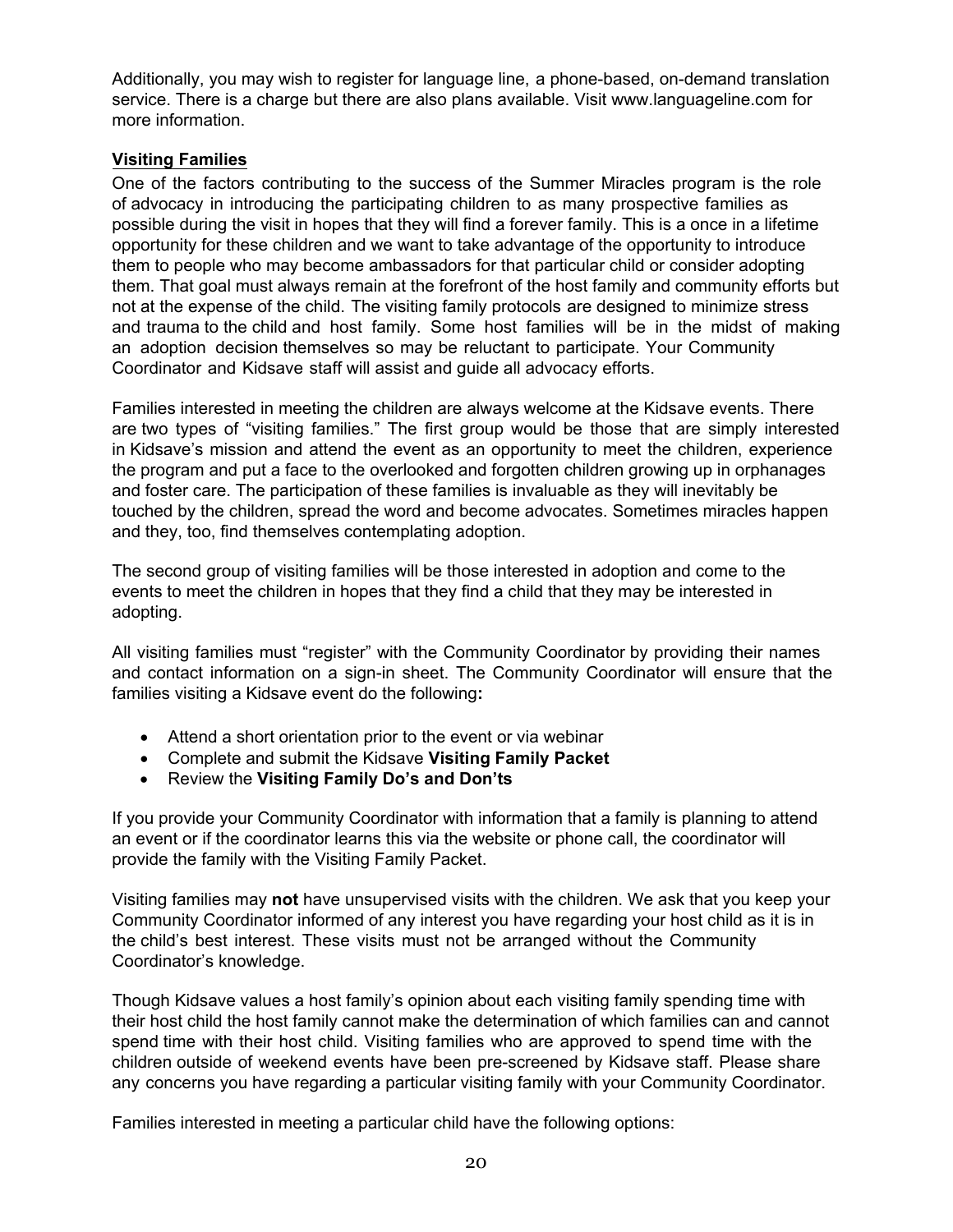Additionally, you may wish to register for language line, a phone-based, on-demand translation service. There is a charge but there are also plans available. Visit www.languageline.com for more information.

### Visiting Families

One of the factors contributing to the success of the Summer Miracles program is the role of advocacy in introducing the participating children to as many prospective families as possible during the visit in hopes that they will find a forever family. This is a once in a lifetime opportunity for these children and we want to take advantage of the opportunity to introduce them to people who may become ambassadors for that particular child or consider adopting them. That goal must always remain at the forefront of the host family and community efforts but not at the expense of the child. The visiting family protocols are designed to minimize stress and trauma to the child and host family. Some host families will be in the midst of making an adoption decision themselves so may be reluctant to participate. Your Community Coordinator and Kidsave staff will assist and guide all advocacy efforts.

Families interested in meeting the children are always welcome at the Kidsave events. There are two types of "visiting families." The first group would be those that are simply interested in Kidsave's mission and attend the event as an opportunity to meet the children, experience the program and put a face to the overlooked and forgotten children growing up in orphanages and foster care. The participation of these families is invaluable as they will inevitably be touched by the children, spread the word and become advocates. Sometimes miracles happen and they, too, find themselves contemplating adoption.

The second group of visiting families will be those interested in adoption and come to the events to meet the children in hopes that they find a child that they may be interested in adopting.

All visiting families must "register" with the Community Coordinator by providing their names and contact information on a sign-in sheet. The Community Coordinator will ensure that the families visiting a Kidsave event do the following**:**

- Attend a short orientation prior to the event or via webinar
- Complete and submit the Kidsave **Visiting Family Packet**
- Review the **Visiting Family Do's and Don'ts**

If you provide your Community Coordinator with information that a family is planning to attend an event or if the coordinator learns this via the website or phone call, the coordinator will provide the family with the Visiting Family Packet.

Visiting families may **not** have unsupervised visits with the children. We ask that you keep your Community Coordinator informed of any interest you have regarding your host child as it is in the child's best interest. These visits must not be arranged without the Community Coordinator's knowledge.

Though Kidsave values a host family's opinion about each visiting family spending time with their host child the host family cannot make the determination of which families can and cannot spend time with their host child. Visiting families who are approved to spend time with the children outside of weekend events have been pre-screened by Kidsave staff. Please share any concerns you have regarding a particular visiting family with your Community Coordinator.

Families interested in meeting a particular child have the following options: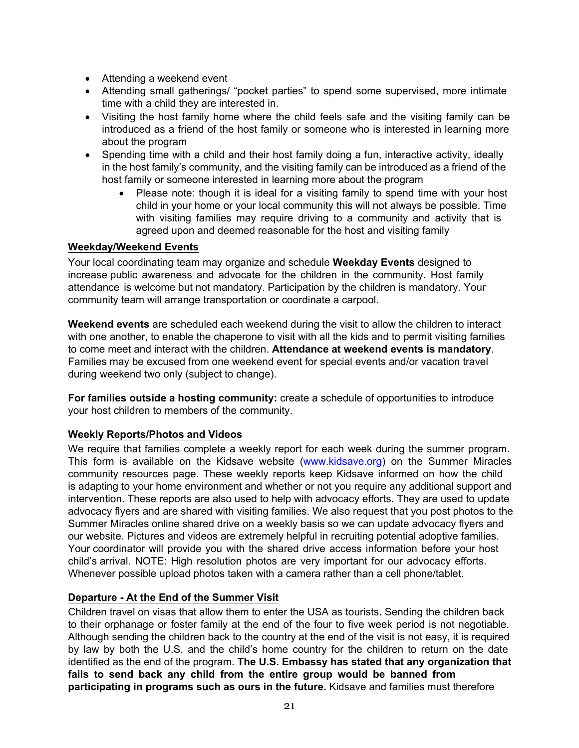- Attending a weekend event
- Attending small gatherings/ "pocket parties" to spend some supervised, more intimate time with a child they are interested in.
- Visiting the host family home where the child feels safe and the visiting family can be introduced as a friend of the host family or someone who is interested in learning more about the program
- Spending time with a child and their host family doing a fun, interactive activity, ideally in the host family's community, and the visiting family can be introduced as a friend of the host family or someone interested in learning more about the program
  - Please note: though it is ideal for a visiting family to spend time with your host child in your home or your local community this will not always be possible. Time with visiting families may require driving to a community and activity that is agreed upon and deemed reasonable for the host and visiting family

**Weekday/Weekend Events**

Your local coordinating team may organize and schedule **Weekday Events** designed to increase public awareness and advocate for the children in the community. Host family attendance is welcome but not mandatory. Participation by the children is mandatory. Your community team will arrange transportation or coordinate a carpool.

**Weekend events** are scheduled each weekend during the visit to allow the children to interact with one another, to enable the chaperone to visit with all the kids and to permit visiting families to come meet and interact with the children. **Attendance at weekend events is mandatory**. Families may be excused from one weekend event for special events and/or vacation travel during weekend two only (subject to change).

**For families outside a hosting community:** create a schedule of opportunities to introduce your host children to members of the community.

**Weekly Reports/Photos and Videos**

We require that families complete a weekly report for each week during the summer program. This form is available on the Kidsave website (www.kidsave.org) on the Summer Miracles community resources page. These weekly reports keep Kidsave informed on how the child is adapting to your home environment and whether or not you require any additional support and intervention. These reports are also used to help with advocacy efforts. They are used to update advocacy flyers and are shared with visiting families. We also request that you post photos to the Summer Miracles online shared drive on a weekly basis so we can update advocacy flyers and our website. Pictures and videos are extremely helpful in recruiting potential adoptive families. Your coordinator will provide you with the shared drive access information before your host child's arrival. NOTE: High resolution photos are very important for our advocacy efforts. Whenever possible upload photos taken with a camera rather than a cell phone/tablet.

**Departure - At the End of the Summer Visit**

Children travel on visas that allow them to enter the USA as tourists**.** Sending the children back to their orphanage or foster family at the end of the four to five week period is not negotiable. Although sending the children back to the country at the end of the visit is not easy, it is required by law by both the U.S. and the child's home country for the children to return on the date identified as the end of the program. **The U.S. Embassy has stated that any organization that fails to send back any child from the entire group would be banned from participating in programs such as ours in the future.** Kidsave and families must therefore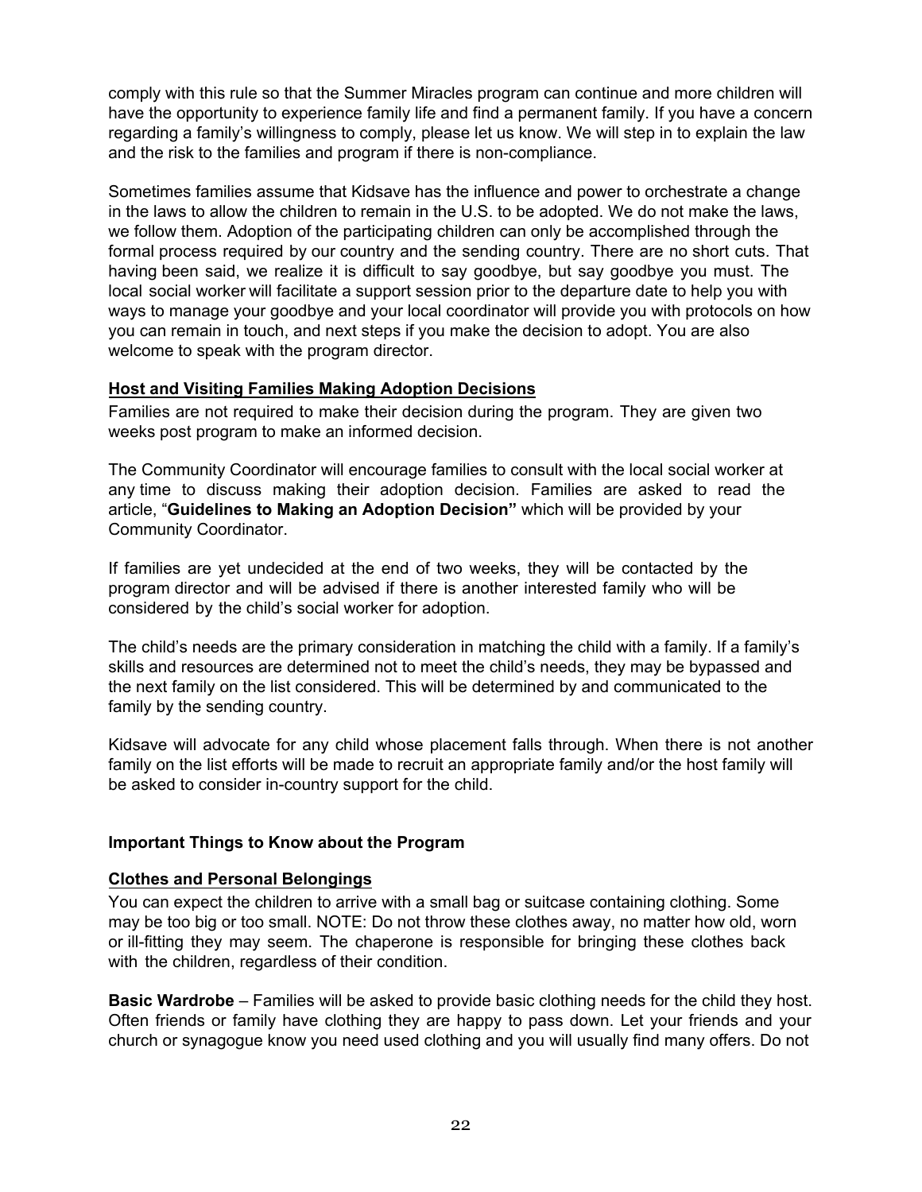comply with this rule so that the Summer Miracles program can continue and more children will have the opportunity to experience family life and find a permanent family. If you have a concern regarding a family's willingness to comply, please let us know. We will step in to explain the law and the risk to the families and program if there is non-compliance.

Sometimes families assume that Kidsave has the influence and power to orchestrate a change in the laws to allow the children to remain in the U.S. to be adopted. We do not make the laws, we follow them. Adoption of the participating children can only be accomplished through the formal process required by our country and the sending country. There are no short cuts. That having been said, we realize it is difficult to say goodbye, but say goodbye you must. The local social worker will facilitate a support session prior to the departure date to help you with ways to manage your goodbye and your local coordinator will provide you with protocols on how you can remain in touch, and next steps if you make the decision to adopt. You are also welcome to speak with the program director.

<u>**Host and Visiting Families Making Adoption Decisions**</u>

Families are not required to make their decision during the program. They are given two weeks post program to make an informed decision.

The Community Coordinator will encourage families to consult with the local social worker at any time to discuss making their adoption decision. Families are asked to read the article, "**Guidelines to Making an Adoption Decision"** which will be provided by your Community Coordinator.

If families are yet undecided at the end of two weeks, they will be contacted by the program director and will be advised if there is another interested family who will be considered by the child's social worker for adoption.

The child's needs are the primary consideration in matching the child with a family. If a family's skills and resources are determined not to meet the child's needs, they may be bypassed and the next family on the list considered. This will be determined by and communicated to the family by the sending country.

Kidsave will advocate for any child whose placement falls through. When there is not another family on the list efforts will be made to recruit an appropriate family and/or the host family will be asked to consider in-country support for the child.

**Important Things to Know about the Program**

<u>**Clothes and Personal Belongings**</u>

You can expect the children to arrive with a small bag or suitcase containing clothing. Some may be too big or too small. NOTE: Do not throw these clothes away, no matter how old, worn or ill-fitting they may seem. The chaperone is responsible for bringing these clothes back with the children, regardless of their condition.

**Basic Wardrobe** – Families will be asked to provide basic clothing needs for the child they host. Often friends or family have clothing they are happy to pass down. Let your friends and your church or synagogue know you need used clothing and you will usually find many offers. Do not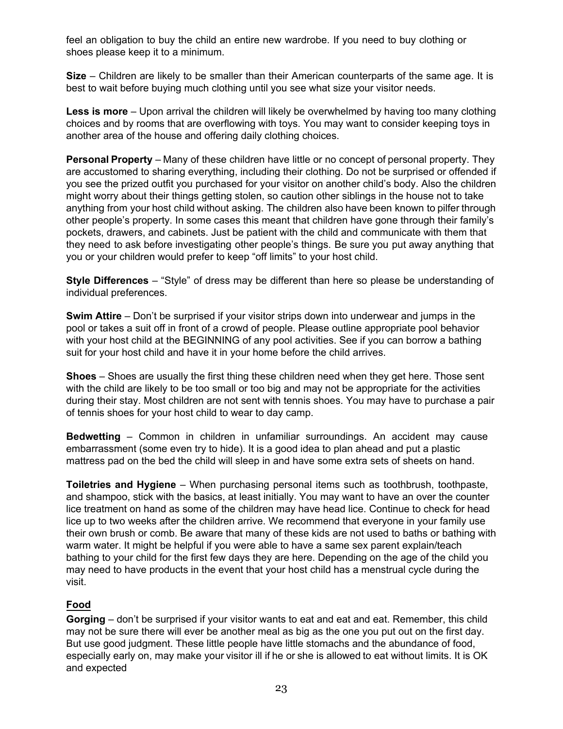feel an obligation to buy the child an entire new wardrobe. If you need to buy clothing or shoes please keep it to a minimum.

**Size** – Children are likely to be smaller than their American counterparts of the same age. It is best to wait before buying much clothing until you see what size your visitor needs.

**Less is more** – Upon arrival the children will likely be overwhelmed by having too many clothing choices and by rooms that are overflowing with toys. You may want to consider keeping toys in another area of the house and offering daily clothing choices.

**Personal Property** – Many of these children have little or no concept of personal property. They are accustomed to sharing everything, including their clothing. Do not be surprised or offended if you see the prized outfit you purchased for your visitor on another child's body. Also the children might worry about their things getting stolen, so caution other siblings in the house not to take anything from your host child without asking. The children also have been known to pilfer through other people's property. In some cases this meant that children have gone through their family's pockets, drawers, and cabinets. Just be patient with the child and communicate with them that they need to ask before investigating other people's things. Be sure you put away anything that you or your children would prefer to keep "off limits" to your host child.

**Style Differences** – "Style" of dress may be different than here so please be understanding of individual preferences.

**Swim Attire** – Don't be surprised if your visitor strips down into underwear and jumps in the pool or takes a suit off in front of a crowd of people. Please outline appropriate pool behavior with your host child at the BEGINNING of any pool activities. See if you can borrow a bathing suit for your host child and have it in your home before the child arrives.

**Shoes** – Shoes are usually the first thing these children need when they get here. Those sent with the child are likely to be too small or too big and may not be appropriate for the activities during their stay. Most children are not sent with tennis shoes. You may have to purchase a pair of tennis shoes for your host child to wear to day camp.

**Bedwetting** – Common in children in unfamiliar surroundings. An accident may cause embarrassment (some even try to hide). It is a good idea to plan ahead and put a plastic mattress pad on the bed the child will sleep in and have some extra sets of sheets on hand.

**Toiletries and Hygiene** – When purchasing personal items such as toothbrush, toothpaste, and shampoo, stick with the basics, at least initially. You may want to have an over the counter lice treatment on hand as some of the children may have head lice. Continue to check for head lice up to two weeks after the children arrive. We recommend that everyone in your family use their own brush or comb. Be aware that many of these kids are not used to baths or bathing with warm water. It might be helpful if you were able to have a same sex parent explain/teach bathing to your child for the first few days they are here. Depending on the age of the child you may need to have products in the event that your host child has a menstrual cycle during the visit.

## Food

**Gorging** – don't be surprised if your visitor wants to eat and eat and eat. Remember, this child may not be sure there will ever be another meal as big as the one you put out on the first day. But use good judgment. These little people have little stomachs and the abundance of food, especially early on, may make your visitor ill if he or she is allowed to eat without limits. It is OK and expected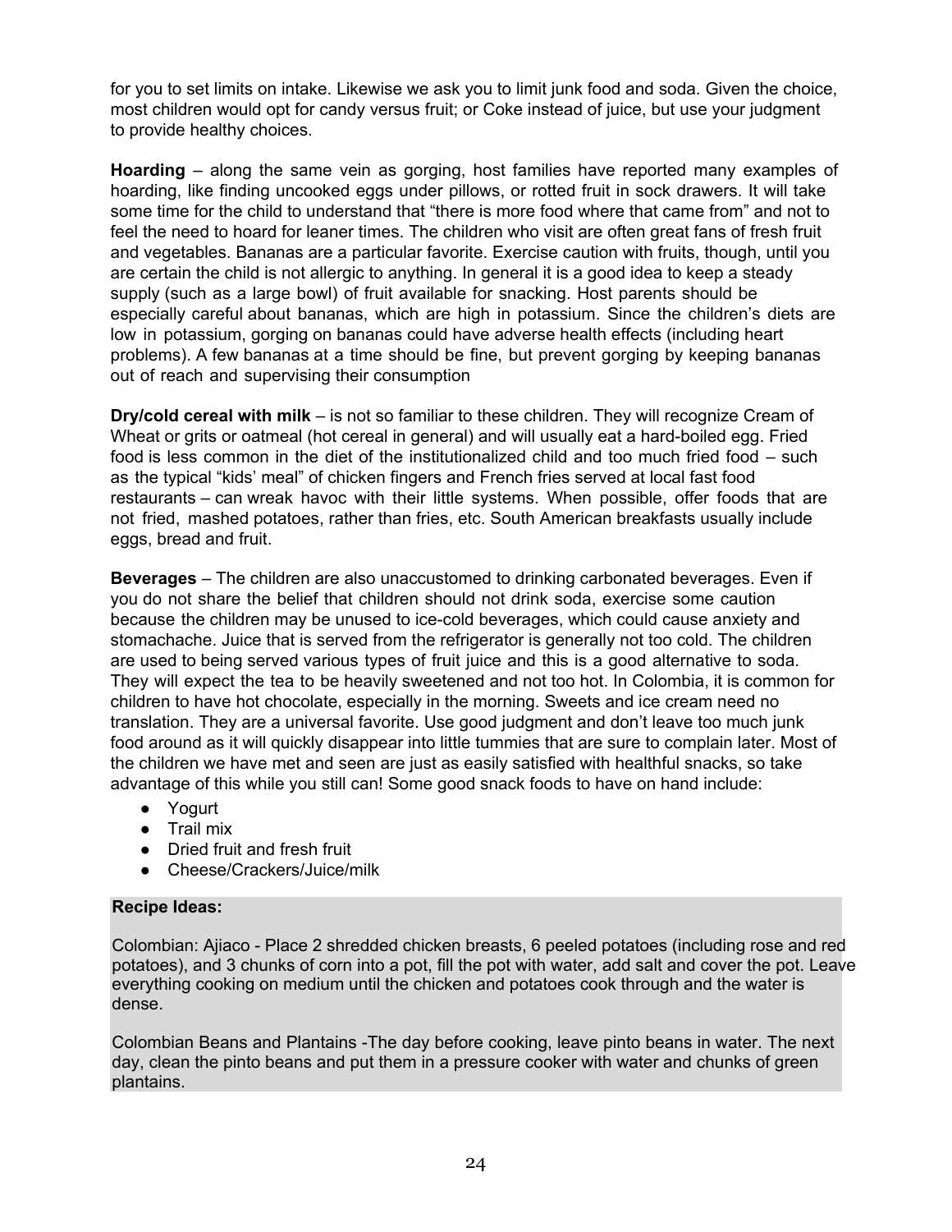for you to set limits on intake. Likewise we ask you to limit junk food and soda. Given the choice, most children would opt for candy versus fruit; or Coke instead of juice, but use your judgment to provide healthy choices.

**Hoarding** – along the same vein as gorging, host families have reported many examples of hoarding, like finding uncooked eggs under pillows, or rotted fruit in sock drawers. It will take some time for the child to understand that "there is more food where that came from" and not to feel the need to hoard for leaner times. The children who visit are often great fans of fresh fruit and vegetables. Bananas are a particular favorite. Exercise caution with fruits, though, until you are certain the child is not allergic to anything. In general it is a good idea to keep a steady supply (such as a large bowl) of fruit available for snacking. Host parents should be especially careful about bananas, which are high in potassium. Since the children's diets are low in potassium, gorging on bananas could have adverse health effects (including heart problems). A few bananas at a time should be fine, but prevent gorging by keeping bananas out of reach and supervising their consumption

**Dry/cold cereal with milk** – is not so familiar to these children. They will recognize Cream of Wheat or grits or oatmeal (hot cereal in general) and will usually eat a hard-boiled egg. Fried food is less common in the diet of the institutionalized child and too much fried food – such as the typical "kids' meal" of chicken fingers and French fries served at local fast food restaurants – can wreak havoc with their little systems. When possible, offer foods that are not fried, mashed potatoes, rather than fries, etc. South American breakfasts usually include eggs, bread and fruit.

**Beverages** – The children are also unaccustomed to drinking carbonated beverages. Even if you do not share the belief that children should not drink soda, exercise some caution because the children may be unused to ice-cold beverages, which could cause anxiety and stomachache. Juice that is served from the refrigerator is generally not too cold. The children are used to being served various types of fruit juice and this is a good alternative to soda. They will expect the tea to be heavily sweetened and not too hot. In Colombia, it is common for children to have hot chocolate, especially in the morning. Sweets and ice cream need no translation. They are a universal favorite. Use good judgment and don't leave too much junk food around as it will quickly disappear into little tummies that are sure to complain later. Most of the children we have met and seen are just as easily satisfied with healthful snacks, so take advantage of this while you still can! Some good snack foods to have on hand include:

- Yogurt
- Trail mix
- Dried fruit and fresh fruit
- Cheese/Crackers/Juice/milk

**Recipe Ideas:**

Colombian: Ajiaco - Place 2 shredded chicken breasts, 6 peeled potatoes (including rose and red potatoes), and 3 chunks of corn into a pot, fill the pot with water, add salt and cover the pot. Leave everything cooking on medium until the chicken and potatoes cook through and the water is dense.

Colombian Beans and Plantains -The day before cooking, leave pinto beans in water. The next day, clean the pinto beans and put them in a pressure cooker with water and chunks of green plantains.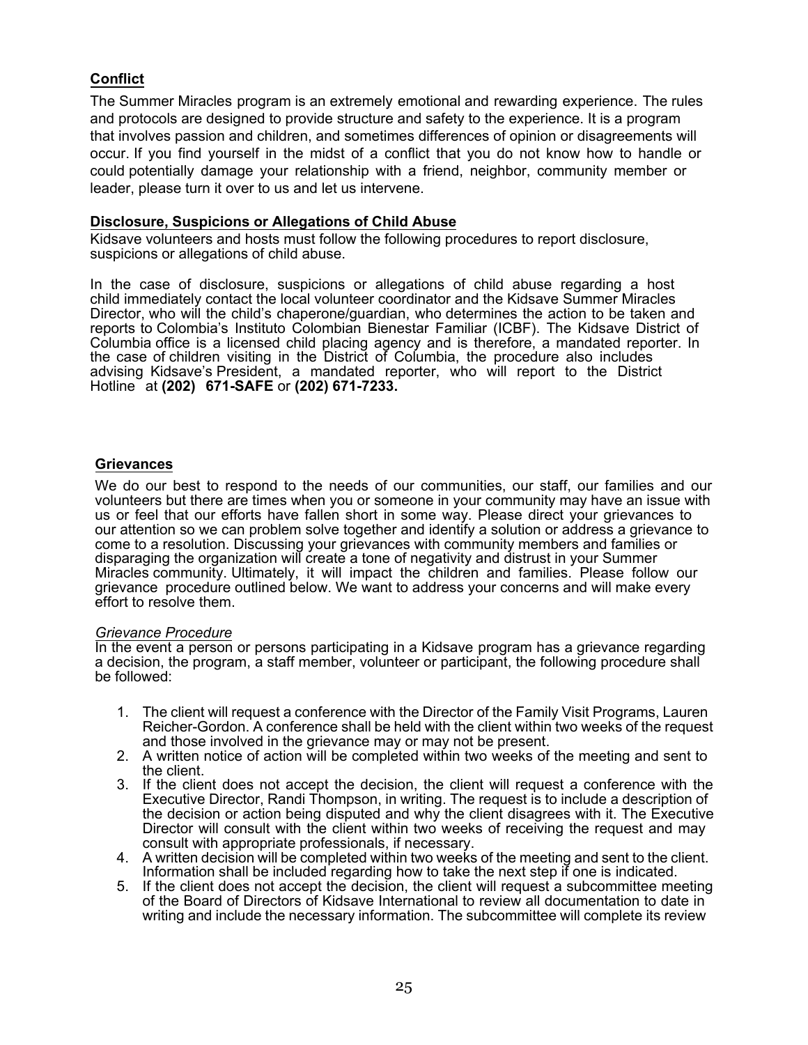## Conflict

The Summer Miracles program is an extremely emotional and rewarding experience. The rules and protocols are designed to provide structure and safety to the experience. It is a program that involves passion and children, and sometimes differences of opinion or disagreements will occur. If you find yourself in the midst of a conflict that you do not know how to handle or could potentially damage your relationship with a friend, neighbor, community member or leader, please turn it over to us and let us intervene.

## Disclosure, Suspicions or Allegations of Child Abuse

Kidsave volunteers and hosts must follow the following procedures to report disclosure, suspicions or allegations of child abuse.

In the case of disclosure, suspicions or allegations of child abuse regarding a host child immediately contact the local volunteer coordinator and the Kidsave Summer Miracles Director, who will the child's chaperone/guardian, who determines the action to be taken and reports to Colombia's Instituto Colombian Bienestar Familiar (ICBF). The Kidsave District of Columbia office is a licensed child placing agency and is therefore, a mandated reporter. In the case of children visiting in the District of Columbia, the procedure also includes advising Kidsave's President, a mandated reporter, who will report to the District Hotline at **(202) 671-SAFE** or **(202) 671-7233.**

## Grievances

We do our best to respond to the needs of our communities, our staff, our families and our volunteers but there are times when you or someone in your community may have an issue with us or feel that our efforts have fallen short in some way. Please direct your grievances to our attention so we can problem solve together and identify a solution or address a grievance to come to a resolution. Discussing your grievances with community members and families or disparaging the organization will create a tone of negativity and distrust in your Summer Miracles community. Ultimately, it will impact the children and families. Please follow our grievance procedure outlined below. We want to address your concerns and will make every effort to resolve them.

*Grievance Procedure*

In the event a person or persons participating in a Kidsave program has a grievance regarding a decision, the program, a staff member, volunteer or participant, the following procedure shall be followed:

1. The client will request a conference with the Director of the Family Visit Programs, Lauren Reicher-Gordon. A conference shall be held with the client within two weeks of the request and those involved in the grievance may or may not be present.
2. A written notice of action will be completed within two weeks of the meeting and sent to the client.
3. If the client does not accept the decision, the client will request a conference with the Executive Director, Randi Thompson, in writing. The request is to include a description of the decision or action being disputed and why the client disagrees with it. The Executive Director will consult with the client within two weeks of receiving the request and may consult with appropriate professionals, if necessary.
4. A written decision will be completed within two weeks of the meeting and sent to the client. Information shall be included regarding how to take the next step if one is indicated.
5. If the client does not accept the decision, the client will request a subcommittee meeting of the Board of Directors of Kidsave International to review all documentation to date in writing and include the necessary information. The subcommittee will complete its review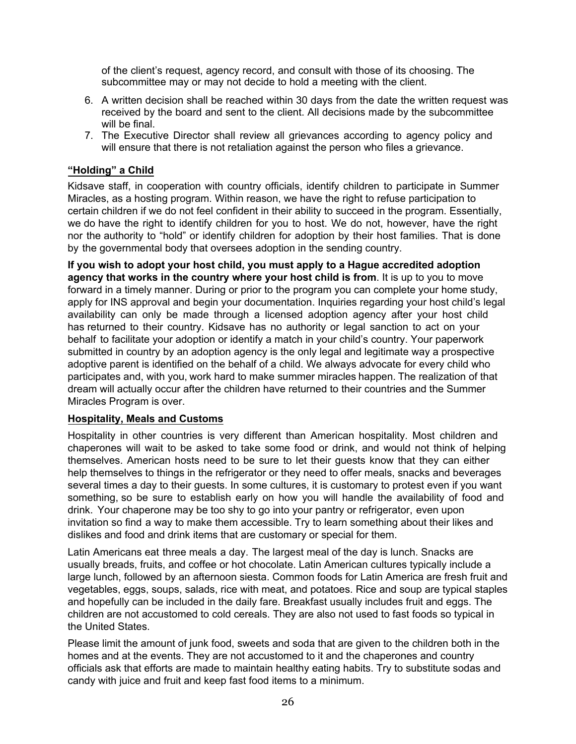of the client's request, agency record, and consult with those of its choosing. The subcommittee may or may not decide to hold a meeting with the client.

6. A written decision shall be reached within 30 days from the date the written request was received by the board and sent to the client. All decisions made by the subcommittee will be final.
7. The Executive Director shall review all grievances according to agency policy and will ensure that there is not retaliation against the person who files a grievance.

## "Holding" a Child

Kidsave staff, in cooperation with country officials, identify children to participate in Summer Miracles, as a hosting program. Within reason, we have the right to refuse participation to certain children if we do not feel confident in their ability to succeed in the program. Essentially, we do have the right to identify children for you to host. We do not, however, have the right nor the authority to "hold" or identify children for adoption by their host families. That is done by the governmental body that oversees adoption in the sending country.

**If you wish to adopt your host child, you must apply to a Hague accredited adoption agency that works in the country where your host child is from**. It is up to you to move forward in a timely manner. During or prior to the program you can complete your home study, apply for INS approval and begin your documentation. Inquiries regarding your host child's legal availability can only be made through a licensed adoption agency after your host child has returned to their country. Kidsave has no authority or legal sanction to act on your behalf to facilitate your adoption or identify a match in your child's country. Your paperwork submitted in country by an adoption agency is the only legal and legitimate way a prospective adoptive parent is identified on the behalf of a child. We always advocate for every child who participates and, with you, work hard to make summer miracles happen. The realization of that dream will actually occur after the children have returned to their countries and the Summer Miracles Program is over.

## Hospitality, Meals and Customs

Hospitality in other countries is very different than American hospitality. Most children and chaperones will wait to be asked to take some food or drink, and would not think of helping themselves. American hosts need to be sure to let their guests know that they can either help themselves to things in the refrigerator or they need to offer meals, snacks and beverages several times a day to their guests. In some cultures, it is customary to protest even if you want something, so be sure to establish early on how you will handle the availability of food and drink. Your chaperone may be too shy to go into your pantry or refrigerator, even upon invitation so find a way to make them accessible. Try to learn something about their likes and dislikes and food and drink items that are customary or special for them.

Latin Americans eat three meals a day. The largest meal of the day is lunch. Snacks are usually breads, fruits, and coffee or hot chocolate. Latin American cultures typically include a large lunch, followed by an afternoon siesta. Common foods for Latin America are fresh fruit and vegetables, eggs, soups, salads, rice with meat, and potatoes. Rice and soup are typical staples and hopefully can be included in the daily fare. Breakfast usually includes fruit and eggs. The children are not accustomed to cold cereals. They are also not used to fast foods so typical in the United States.

Please limit the amount of junk food, sweets and soda that are given to the children both in the homes and at the events. They are not accustomed to it and the chaperones and country officials ask that efforts are made to maintain healthy eating habits. Try to substitute sodas and candy with juice and fruit and keep fast food items to a minimum.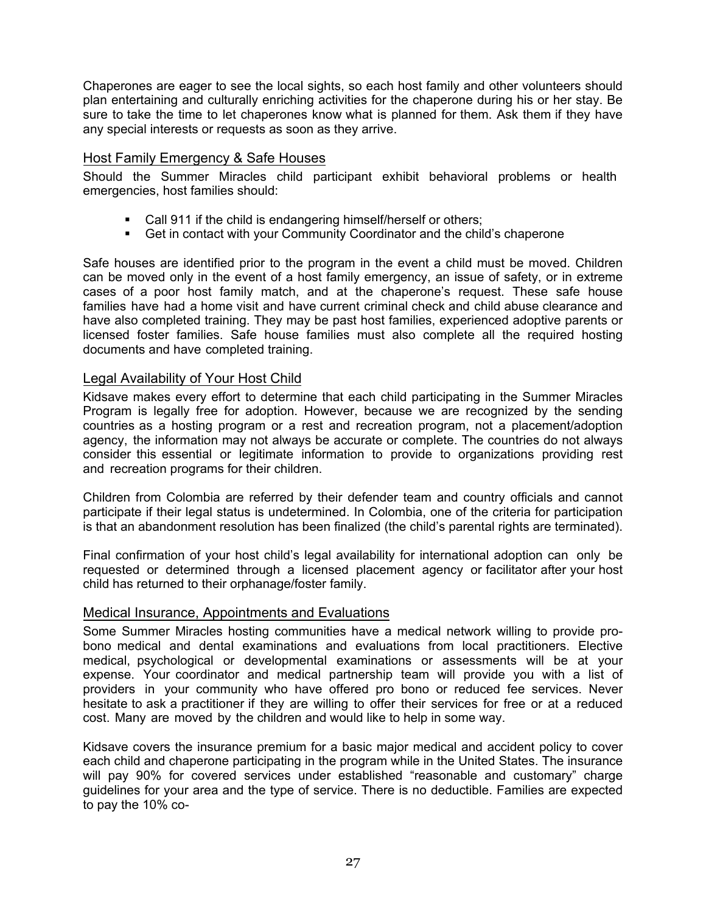Chaperones are eager to see the local sights, so each host family and other volunteers should plan entertaining and culturally enriching activities for the chaperone during his or her stay. Be sure to take the time to let chaperones know what is planned for them. Ask them if they have any special interests or requests as soon as they arrive.

## Host Family Emergency & Safe Houses

Should the Summer Miracles child participant exhibit behavioral problems or health emergencies, host families should:

- Call 911 if the child is endangering himself/herself or others;
- Get in contact with your Community Coordinator and the child's chaperone

Safe houses are identified prior to the program in the event a child must be moved. Children can be moved only in the event of a host family emergency, an issue of safety, or in extreme cases of a poor host family match, and at the chaperone's request. These safe house families have had a home visit and have current criminal check and child abuse clearance and have also completed training. They may be past host families, experienced adoptive parents or licensed foster families. Safe house families must also complete all the required hosting documents and have completed training.

## Legal Availability of Your Host Child

Kidsave makes every effort to determine that each child participating in the Summer Miracles Program is legally free for adoption. However, because we are recognized by the sending countries as a hosting program or a rest and recreation program, not a placement/adoption agency, the information may not always be accurate or complete. The countries do not always consider this essential or legitimate information to provide to organizations providing rest and recreation programs for their children.

Children from Colombia are referred by their defender team and country officials and cannot participate if their legal status is undetermined. In Colombia, one of the criteria for participation is that an abandonment resolution has been finalized (the child's parental rights are terminated).

Final confirmation of your host child's legal availability for international adoption can only be requested or determined through a licensed placement agency or facilitator after your host child has returned to their orphanage/foster family.

## Medical Insurance, Appointments and Evaluations

Some Summer Miracles hosting communities have a medical network willing to provide pro-bono medical and dental examinations and evaluations from local practitioners. Elective medical, psychological or developmental examinations or assessments will be at your expense. Your coordinator and medical partnership team will provide you with a list of providers in your community who have offered pro bono or reduced fee services. Never hesitate to ask a practitioner if they are willing to offer their services for free or at a reduced cost. Many are moved by the children and would like to help in some way.

Kidsave covers the insurance premium for a basic major medical and accident policy to cover each child and chaperone participating in the program while in the United States. The insurance will pay 90% for covered services under established "reasonable and customary" charge guidelines for your area and the type of service. There is no deductible. Families are expected to pay the 10% co-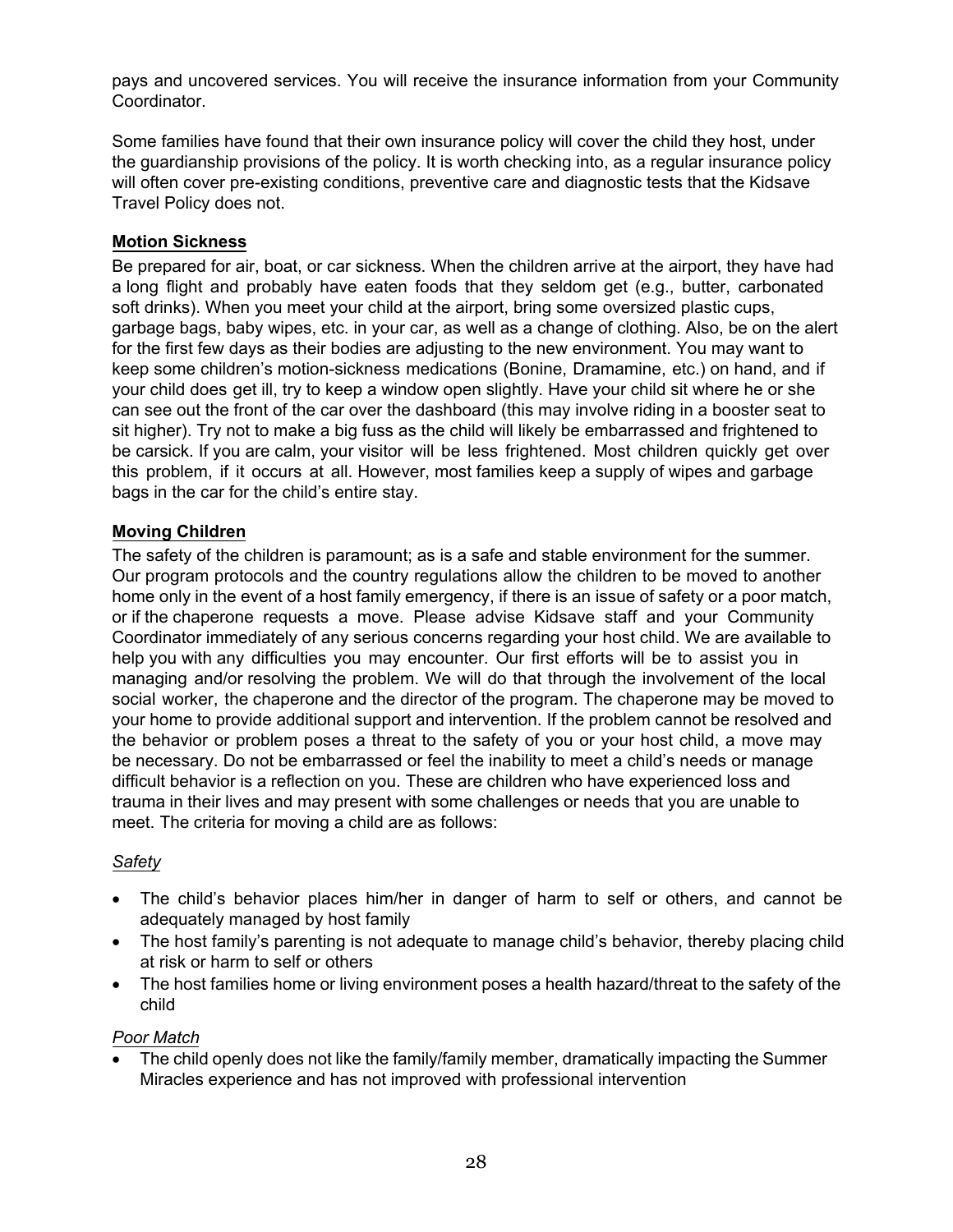pays and uncovered services. You will receive the insurance information from your Community Coordinator.

Some families have found that their own insurance policy will cover the child they host, under the guardianship provisions of the policy. It is worth checking into, as a regular insurance policy will often cover pre-existing conditions, preventive care and diagnostic tests that the Kidsave Travel Policy does not.

**Motion Sickness**

Be prepared for air, boat, or car sickness. When the children arrive at the airport, they have had a long flight and probably have eaten foods that they seldom get (e.g., butter, carbonated soft drinks). When you meet your child at the airport, bring some oversized plastic cups, garbage bags, baby wipes, etc. in your car, as well as a change of clothing. Also, be on the alert for the first few days as their bodies are adjusting to the new environment. You may want to keep some children's motion-sickness medications (Bonine, Dramamine, etc.) on hand, and if your child does get ill, try to keep a window open slightly. Have your child sit where he or she can see out the front of the car over the dashboard (this may involve riding in a booster seat to sit higher). Try not to make a big fuss as the child will likely be embarrassed and frightened to be carsick. If you are calm, your visitor will be less frightened. Most children quickly get over this problem, if it occurs at all. However, most families keep a supply of wipes and garbage bags in the car for the child's entire stay.

**Moving Children**

The safety of the children is paramount; as is a safe and stable environment for the summer. Our program protocols and the country regulations allow the children to be moved to another home only in the event of a host family emergency, if there is an issue of safety or a poor match, or if the chaperone requests a move. Please advise Kidsave staff and your Community Coordinator immediately of any serious concerns regarding your host child. We are available to help you with any difficulties you may encounter. Our first efforts will be to assist you in managing and/or resolving the problem. We will do that through the involvement of the local social worker, the chaperone and the director of the program. The chaperone may be moved to your home to provide additional support and intervention. If the problem cannot be resolved and the behavior or problem poses a threat to the safety of you or your host child, a move may be necessary. Do not be embarrassed or feel the inability to meet a child's needs or manage difficult behavior is a reflection on you. These are children who have experienced loss and trauma in their lives and may present with some challenges or needs that you are unable to meet. The criteria for moving a child are as follows:

*Safety*

- The child's behavior places him/her in danger of harm to self or others, and cannot be adequately managed by host family
- The host family's parenting is not adequate to manage child's behavior, thereby placing child at risk or harm to self or others
- The host families home or living environment poses a health hazard/threat to the safety of the child

*Poor Match*

- The child openly does not like the family/family member, dramatically impacting the Summer Miracles experience and has not improved with professional intervention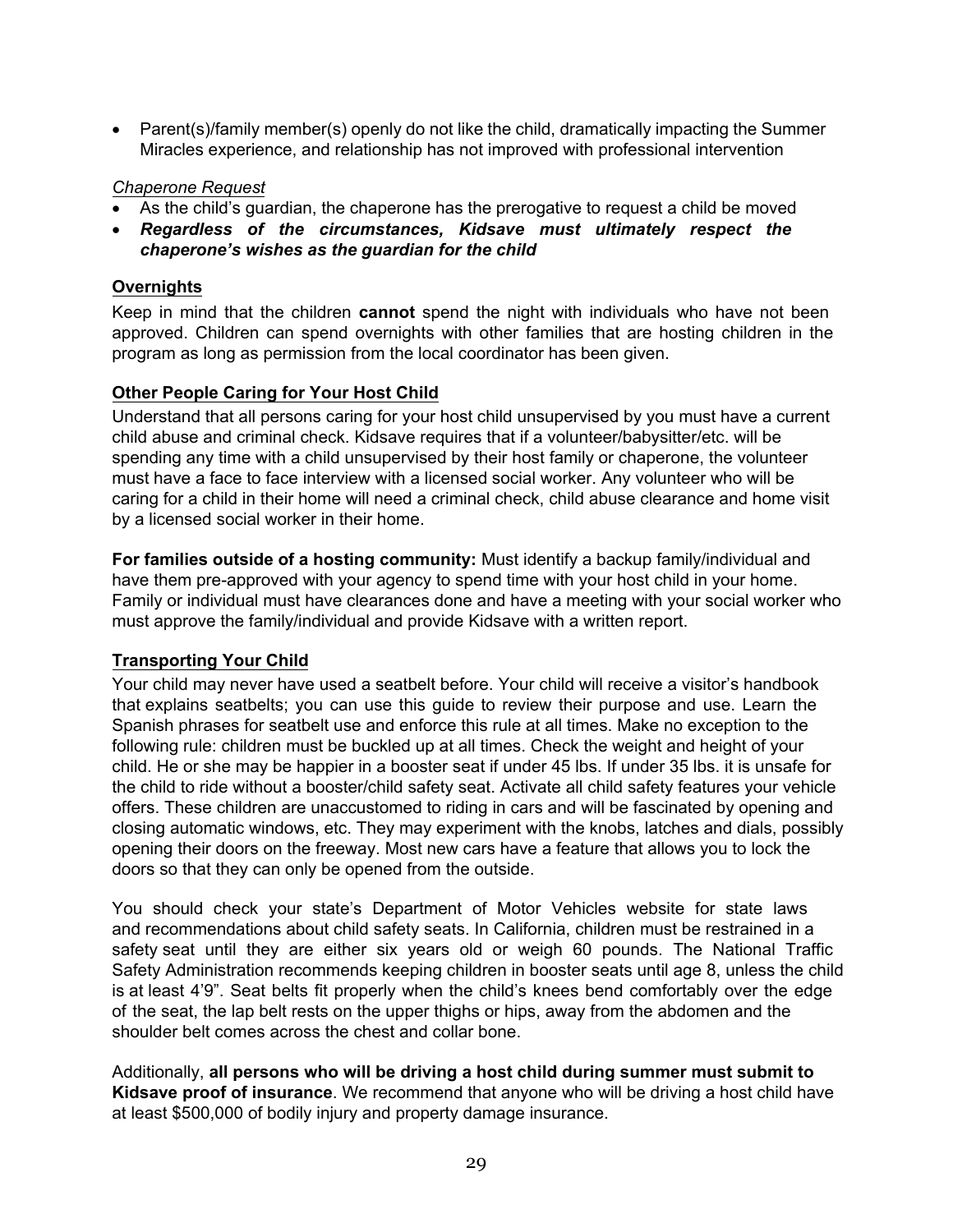- Parent(s)/family member(s) openly do not like the child, dramatically impacting the Summer Miracles experience, and relationship has not improved with professional intervention

*Chaperone Request*

- As the child's guardian, the chaperone has the prerogative to request a child be moved
- ***Regardless of the circumstances, Kidsave must ultimately respect the chaperone's wishes as the guardian for the child***

### Overnights

Keep in mind that the children **cannot** spend the night with individuals who have not been approved. Children can spend overnights with other families that are hosting children in the program as long as permission from the local coordinator has been given.

### Other People Caring for Your Host Child

Understand that all persons caring for your host child unsupervised by you must have a current child abuse and criminal check. Kidsave requires that if a volunteer/babysitter/etc. will be spending any time with a child unsupervised by their host family or chaperone, the volunteer must have a face to face interview with a licensed social worker. Any volunteer who will be caring for a child in their home will need a criminal check, child abuse clearance and home visit by a licensed social worker in their home.

**For families outside of a hosting community:** Must identify a backup family/individual and have them pre-approved with your agency to spend time with your host child in your home. Family or individual must have clearances done and have a meeting with your social worker who must approve the family/individual and provide Kidsave with a written report.

### Transporting Your Child

Your child may never have used a seatbelt before. Your child will receive a visitor's handbook that explains seatbelts; you can use this guide to review their purpose and use. Learn the Spanish phrases for seatbelt use and enforce this rule at all times. Make no exception to the following rule: children must be buckled up at all times. Check the weight and height of your child. He or she may be happier in a booster seat if under 45 lbs. If under 35 lbs. it is unsafe for the child to ride without a booster/child safety seat. Activate all child safety features your vehicle offers. These children are unaccustomed to riding in cars and will be fascinated by opening and closing automatic windows, etc. They may experiment with the knobs, latches and dials, possibly opening their doors on the freeway. Most new cars have a feature that allows you to lock the doors so that they can only be opened from the outside.

You should check your state's Department of Motor Vehicles website for state laws and recommendations about child safety seats. In California, children must be restrained in a safety seat until they are either six years old or weigh 60 pounds. The National Traffic Safety Administration recommends keeping children in booster seats until age 8, unless the child is at least 4'9". Seat belts fit properly when the child's knees bend comfortably over the edge of the seat, the lap belt rests on the upper thighs or hips, away from the abdomen and the shoulder belt comes across the chest and collar bone.

Additionally, **all persons who will be driving a host child during summer must submit to Kidsave proof of insurance**. We recommend that anyone who will be driving a host child have at least $500,000 of bodily injury and property damage insurance.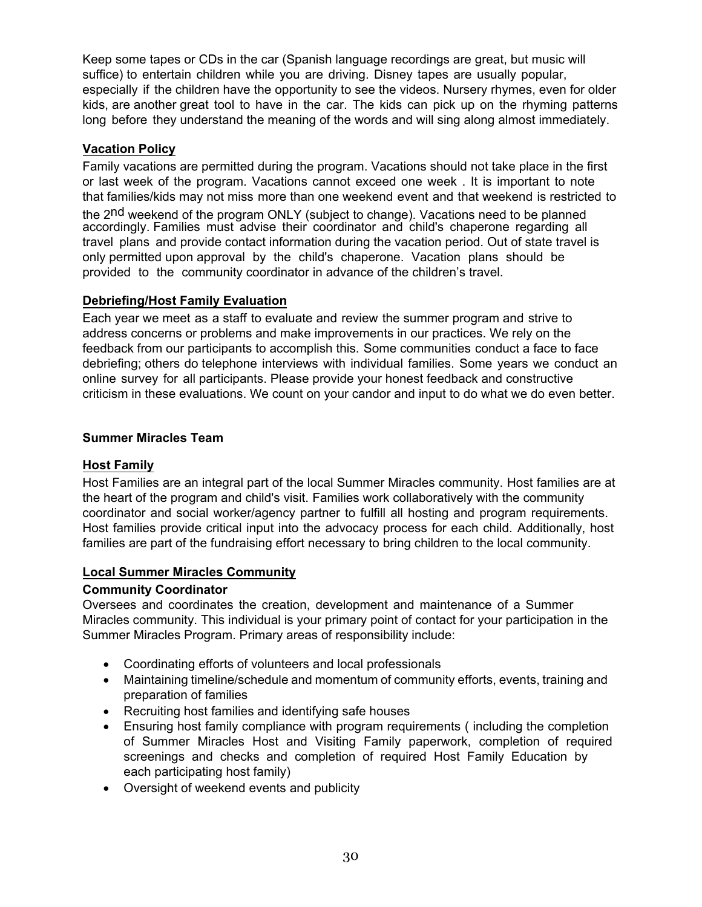Keep some tapes or CDs in the car (Spanish language recordings are great, but music will suffice) to entertain children while you are driving. Disney tapes are usually popular, especially if the children have the opportunity to see the videos. Nursery rhymes, even for older kids, are another great tool to have in the car. The kids can pick up on the rhyming patterns long before they understand the meaning of the words and will sing along almost immediately.

**Vacation Policy**

Family vacations are permitted during the program. Vacations should not take place in the first or last week of the program. Vacations cannot exceed one week . It is important to note that families/kids may not miss more than one weekend event and that weekend is restricted to the 2nd weekend of the program ONLY (subject to change). Vacations need to be planned accordingly. Families must advise their coordinator and child's chaperone regarding all travel plans and provide contact information during the vacation period. Out of state travel is only permitted upon approval by the child's chaperone. Vacation plans should be provided to the community coordinator in advance of the children's travel.

**Debriefing/Host Family Evaluation**

Each year we meet as a staff to evaluate and review the summer program and strive to address concerns or problems and make improvements in our practices. We rely on the feedback from our participants to accomplish this. Some communities conduct a face to face debriefing; others do telephone interviews with individual families. Some years we conduct an online survey for all participants. Please provide your honest feedback and constructive criticism in these evaluations. We count on your candor and input to do what we do even better.

## Summer Miracles Team

**Host Family**

Host Families are an integral part of the local Summer Miracles community. Host families are at the heart of the program and child's visit. Families work collaboratively with the community coordinator and social worker/agency partner to fulfill all hosting and program requirements. Host families provide critical input into the advocacy process for each child. Additionally, host families are part of the fundraising effort necessary to bring children to the local community.

**Local Summer Miracles Community**

**Community Coordinator**

Oversees and coordinates the creation, development and maintenance of a Summer Miracles community. This individual is your primary point of contact for your participation in the Summer Miracles Program. Primary areas of responsibility include:

- Coordinating efforts of volunteers and local professionals
- Maintaining timeline/schedule and momentum of community efforts, events, training and preparation of families
- Recruiting host families and identifying safe houses
- Ensuring host family compliance with program requirements ( including the completion of Summer Miracles Host and Visiting Family paperwork, completion of required screenings and checks and completion of required Host Family Education by each participating host family)
- Oversight of weekend events and publicity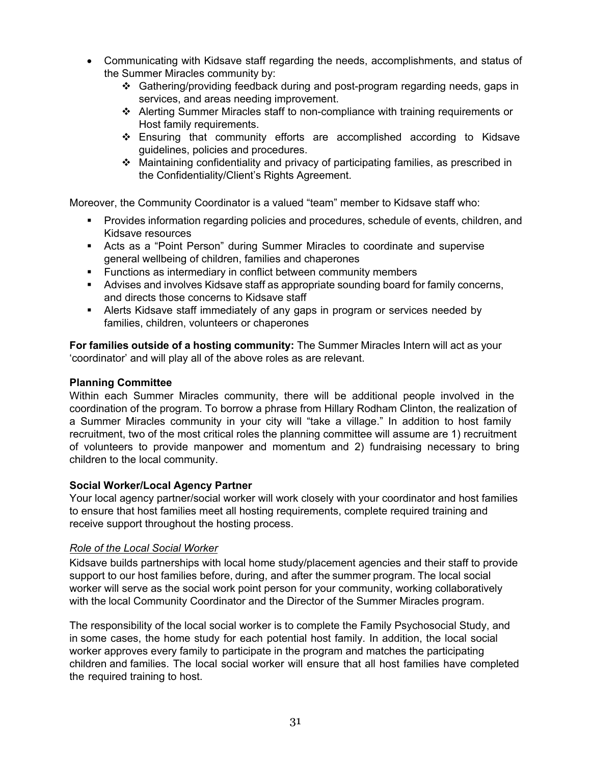- Communicating with Kidsave staff regarding the needs, accomplishments, and status of the Summer Miracles community by:
  - ❖ Gathering/providing feedback during and post-program regarding needs, gaps in services, and areas needing improvement.
  - ❖ Alerting Summer Miracles staff to non-compliance with training requirements or Host family requirements.
  - ❖ Ensuring that community efforts are accomplished according to Kidsave guidelines, policies and procedures.
  - ❖ Maintaining confidentiality and privacy of participating families, as prescribed in the Confidentiality/Client's Rights Agreement.

Moreover, the Community Coordinator is a valued "team" member to Kidsave staff who:

- Provides information regarding policies and procedures, schedule of events, children, and Kidsave resources
- Acts as a "Point Person" during Summer Miracles to coordinate and supervise general wellbeing of children, families and chaperones
- Functions as intermediary in conflict between community members
- Advises and involves Kidsave staff as appropriate sounding board for family concerns, and directs those concerns to Kidsave staff
- Alerts Kidsave staff immediately of any gaps in program or services needed by families, children, volunteers or chaperones

**For families outside of a hosting community:** The Summer Miracles Intern will act as your 'coordinator' and will play all of the above roles as are relevant.

**Planning Committee**

Within each Summer Miracles community, there will be additional people involved in the coordination of the program. To borrow a phrase from Hillary Rodham Clinton, the realization of a Summer Miracles community in your city will "take a village." In addition to host family recruitment, two of the most critical roles the planning committee will assume are 1) recruitment of volunteers to provide manpower and momentum and 2) fundraising necessary to bring children to the local community.

**Social Worker/Local Agency Partner**

Your local agency partner/social worker will work closely with your coordinator and host families to ensure that host families meet all hosting requirements, complete required training and receive support throughout the hosting process.

*Role of the Local Social Worker*

Kidsave builds partnerships with local home study/placement agencies and their staff to provide support to our host families before, during, and after the summer program. The local social worker will serve as the social work point person for your community, working collaboratively with the local Community Coordinator and the Director of the Summer Miracles program.

The responsibility of the local social worker is to complete the Family Psychosocial Study, and in some cases, the home study for each potential host family. In addition, the local social worker approves every family to participate in the program and matches the participating children and families. The local social worker will ensure that all host families have completed the required training to host.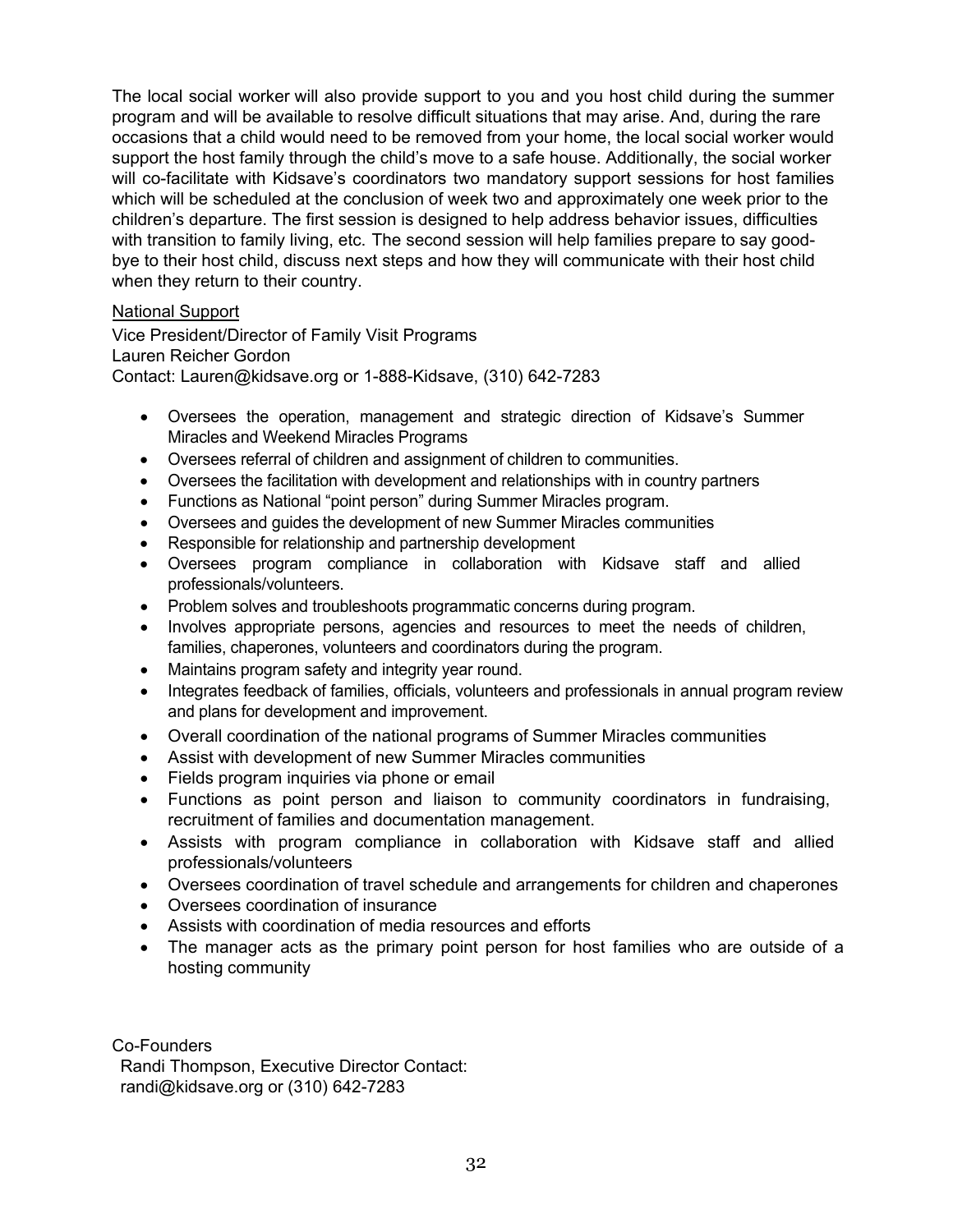The local social worker will also provide support to you and you host child during the summer program and will be available to resolve difficult situations that may arise. And, during the rare occasions that a child would need to be removed from your home, the local social worker would support the host family through the child's move to a safe house. Additionally, the social worker will co-facilitate with Kidsave's coordinators two mandatory support sessions for host families which will be scheduled at the conclusion of week two and approximately one week prior to the children's departure. The first session is designed to help address behavior issues, difficulties with transition to family living, etc. The second session will help families prepare to say good-bye to their host child, discuss next steps and how they will communicate with their host child when they return to their country.

<u>National Support</u>

Vice President/Director of Family Visit Programs
Lauren Reicher Gordon
Contact: Lauren@kidsave.org or 1-888-Kidsave, (310) 642-7283

- Oversees the operation, management and strategic direction of Kidsave's Summer Miracles and Weekend Miracles Programs
- Oversees referral of children and assignment of children to communities.
- Oversees the facilitation with development and relationships with in country partners
- Functions as National "point person" during Summer Miracles program.
- Oversees and guides the development of new Summer Miracles communities
- Responsible for relationship and partnership development
- Oversees program compliance in collaboration with Kidsave staff and allied professionals/volunteers.
- Problem solves and troubleshoots programmatic concerns during program.
- Involves appropriate persons, agencies and resources to meet the needs of children, families, chaperones, volunteers and coordinators during the program.
- Maintains program safety and integrity year round.
- Integrates feedback of families, officials, volunteers and professionals in annual program review and plans for development and improvement.
- Overall coordination of the national programs of Summer Miracles communities
- Assist with development of new Summer Miracles communities
- Fields program inquiries via phone or email
- Functions as point person and liaison to community coordinators in fundraising, recruitment of families and documentation management.
- Assists with program compliance in collaboration with Kidsave staff and allied professionals/volunteers
- Oversees coordination of travel schedule and arrangements for children and chaperones
- Oversees coordination of insurance
- Assists with coordination of media resources and efforts
- The manager acts as the primary point person for host families who are outside of a hosting community

Co-Founders
Randi Thompson, Executive Director Contact:
randi@kidsave.org or (310) 642-7283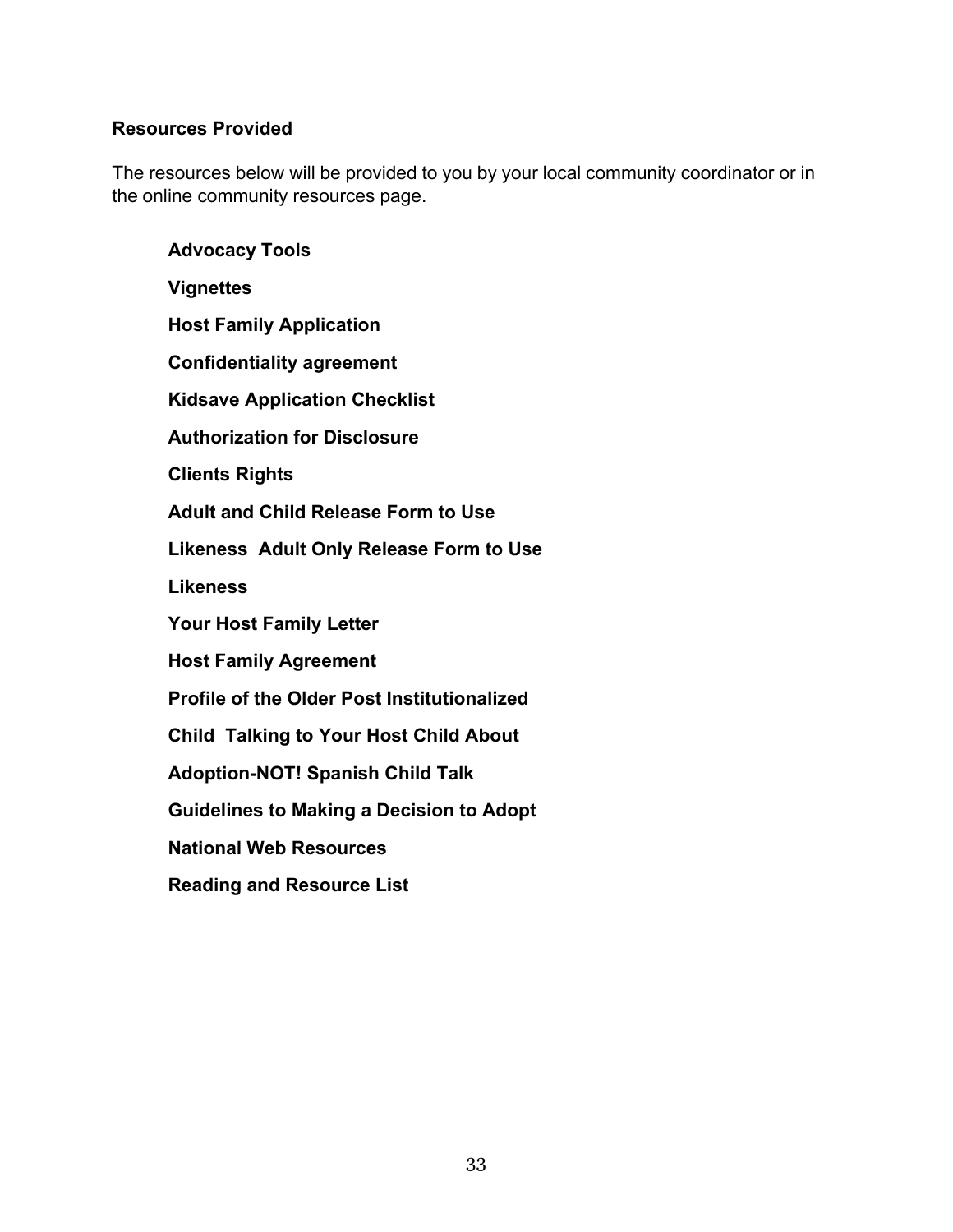**Resources Provided**

The resources below will be provided to you by your local community coordinator or in the online community resources page.

**Advocacy Tools**

**Vignettes**

**Host Family Application**

**Confidentiality agreement**

**Kidsave Application Checklist**

**Authorization for Disclosure**

**Clients Rights**

**Adult and Child Release Form to Use**

**Likeness  Adult Only Release Form to Use**

**Likeness**

**Your Host Family Letter**

**Host Family Agreement**

**Profile of the Older Post Institutionalized**

**Child  Talking to Your Host Child About**

**Adoption-NOT! Spanish Child Talk**

**Guidelines to Making a Decision to Adopt**

**National Web Resources**

**Reading and Resource List**